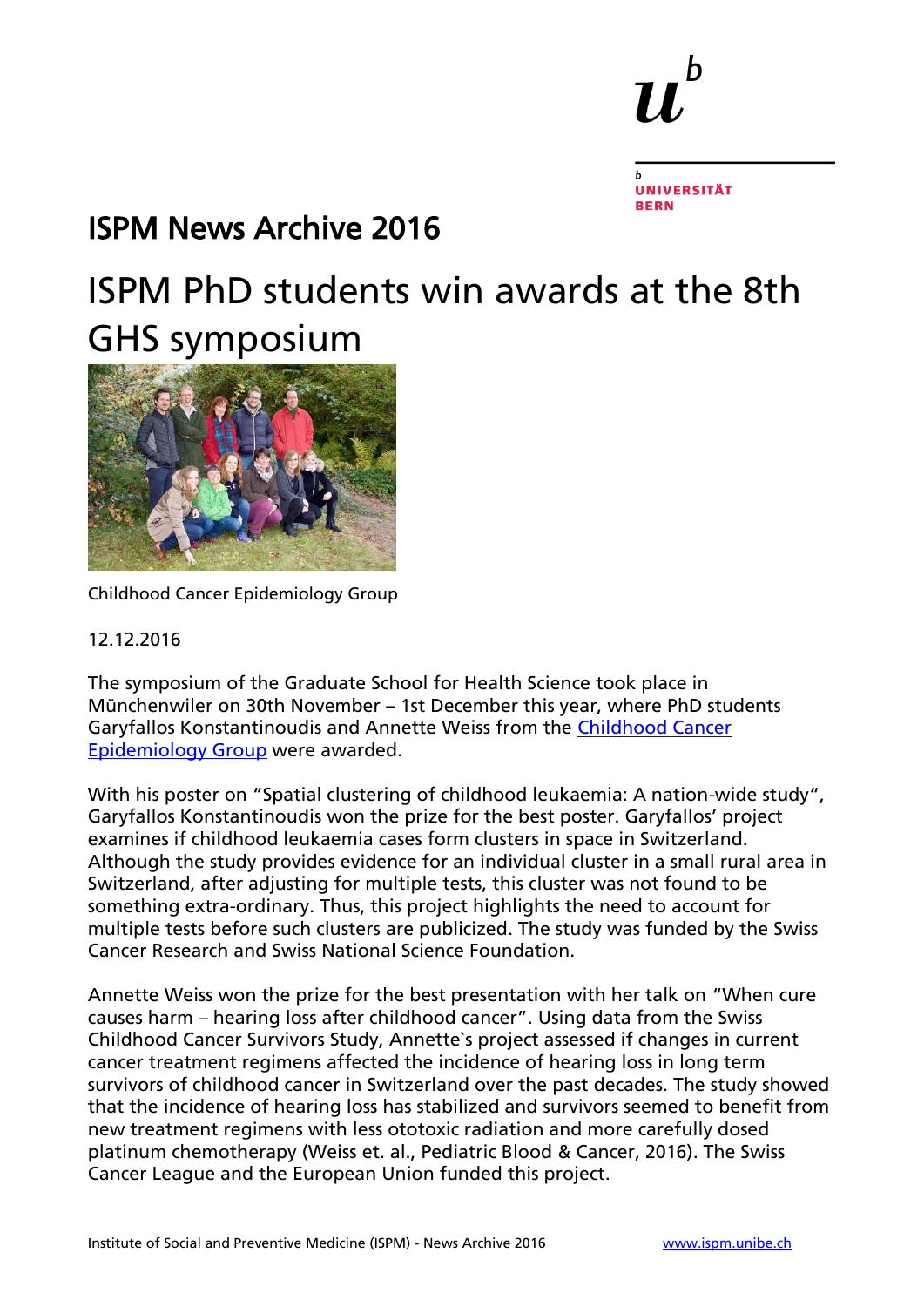# ISPM News Archive 2016

## ISPM PhD students win awards at the 8th GHS symposium

Childhood Cancer Epidemiology Group

12.12.2016

The symposium of the Graduate School for Health Science took place in Münchenwiler on 30th November – 1st December this year, where PhD students Garyfallos Konstantinoudis and Annette Weiss from the Childhood Cancer Epidemiology Group were awarded.

With his poster on "Spatial clustering of childhood leukaemia: A nation-wide study", Garyfallos Konstantinoudis won the prize for the best poster. Garyfallos' project examines if childhood leukaemia cases form clusters in space in Switzerland. Although the study provides evidence for an individual cluster in a small rural area in Switzerland, after adjusting for multiple tests, this cluster was not found to be something extra-ordinary. Thus, this project highlights the need to account for multiple tests before such clusters are publicized. The study was funded by the Swiss Cancer Research and Swiss National Science Foundation.

Annette Weiss won the prize for the best presentation with her talk on "When cure causes harm – hearing loss after childhood cancer". Using data from the Swiss Childhood Cancer Survivors Study, Annette`s project assessed if changes in current cancer treatment regimens affected the incidence of hearing loss in long term survivors of childhood cancer in Switzerland over the past decades. The study showed that the incidence of hearing loss has stabilized and survivors seemed to benefit from new treatment regimens with less ototoxic radiation and more carefully dosed platinum chemotherapy (Weiss et. al., Pediatric Blood & Cancer, 2016). The Swiss Cancer League and the European Union funded this project.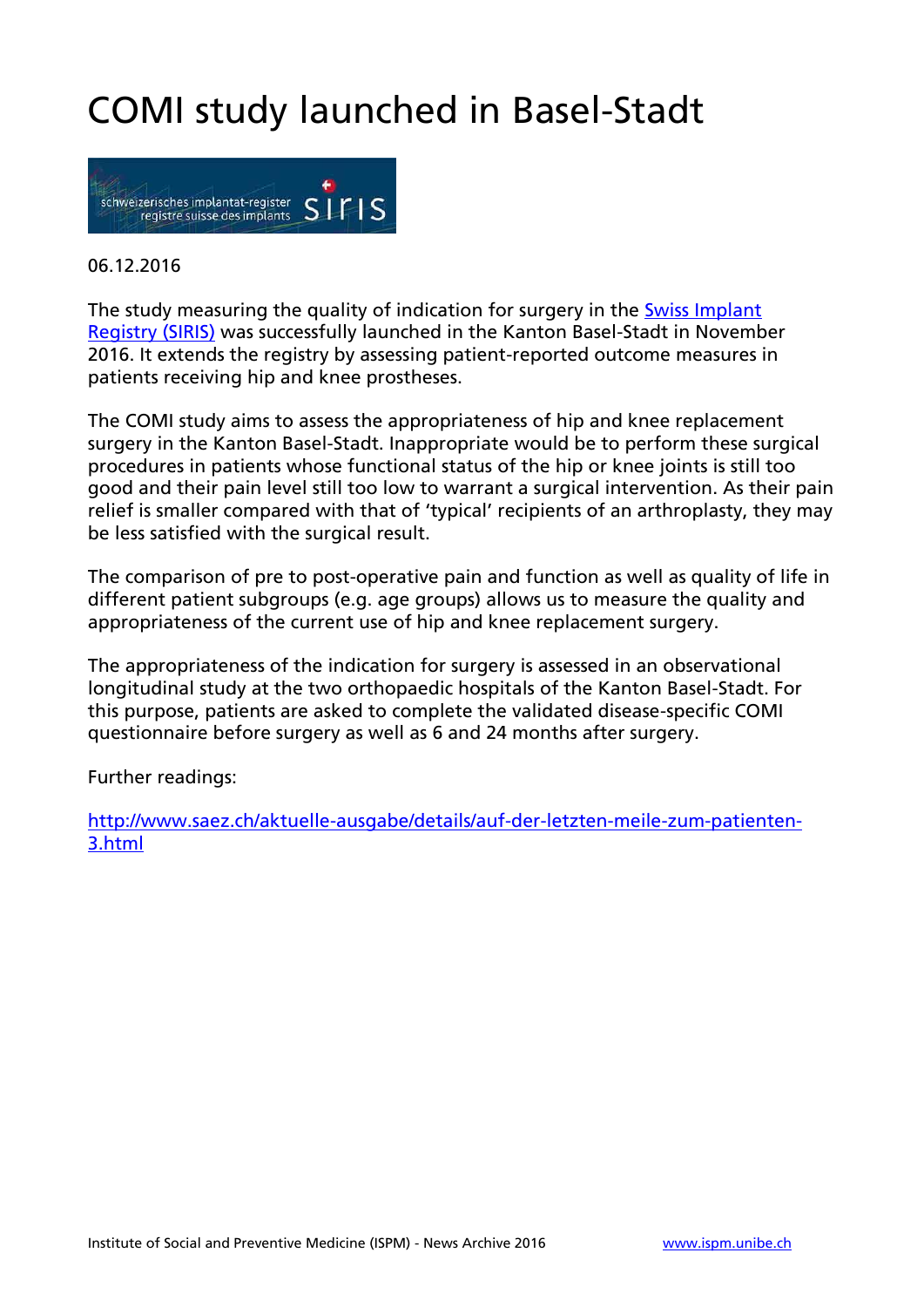# COMI study launched in Basel-Stadt

06.12.2016

The study measuring the quality of indication for surgery in the [Swiss Implant Registry (SIRIS)]() was successfully launched in the Kanton Basel-Stadt in November 2016. It extends the registry by assessing patient-reported outcome measures in patients receiving hip and knee prostheses.

The COMI study aims to assess the appropriateness of hip and knee replacement surgery in the Kanton Basel-Stadt. Inappropriate would be to perform these surgical procedures in patients whose functional status of the hip or knee joints is still too good and their pain level still too low to warrant a surgical intervention. As their pain relief is smaller compared with that of 'typical' recipients of an arthroplasty, they may be less satisfied with the surgical result.

The comparison of pre to post-operative pain and function as well as quality of life in different patient subgroups (e.g. age groups) allows us to measure the quality and appropriateness of the current use of hip and knee replacement surgery.

The appropriateness of the indication for surgery is assessed in an observational longitudinal study at the two orthopaedic hospitals of the Kanton Basel-Stadt. For this purpose, patients are asked to complete the validated disease-specific COMI questionnaire before surgery as well as 6 and 24 months after surgery.

Further readings:

[http://www.saez.ch/aktuelle-ausgabe/details/auf-der-letzten-meile-zum-patienten-3.html](http://www.saez.ch/aktuelle-ausgabe/details/auf-der-letzten-meile-zum-patienten-3.html)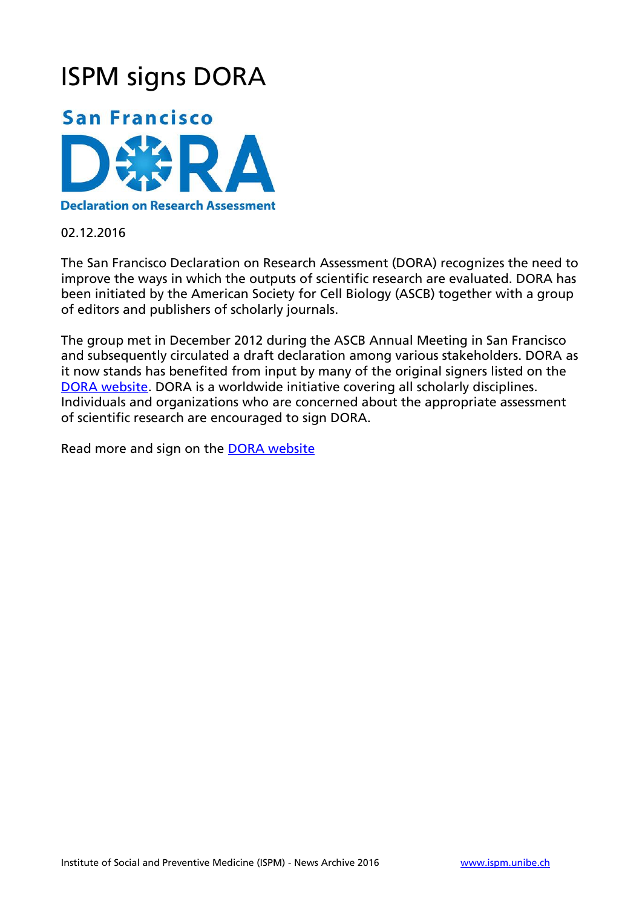# ISPM signs DORA

San Francisco DORA Declaration on Research Assessment

02.12.2016

The San Francisco Declaration on Research Assessment (DORA) recognizes the need to improve the ways in which the outputs of scientific research are evaluated. DORA has been initiated by the American Society for Cell Biology (ASCB) together with a group of editors and publishers of scholarly journals.

The group met in December 2012 during the ASCB Annual Meeting in San Francisco and subsequently circulated a draft declaration among various stakeholders. DORA as it now stands has benefited from input by many of the original signers listed on the DORA website. DORA is a worldwide initiative covering all scholarly disciplines. Individuals and organizations who are concerned about the appropriate assessment of scientific research are encouraged to sign DORA.

Read more and sign on the DORA website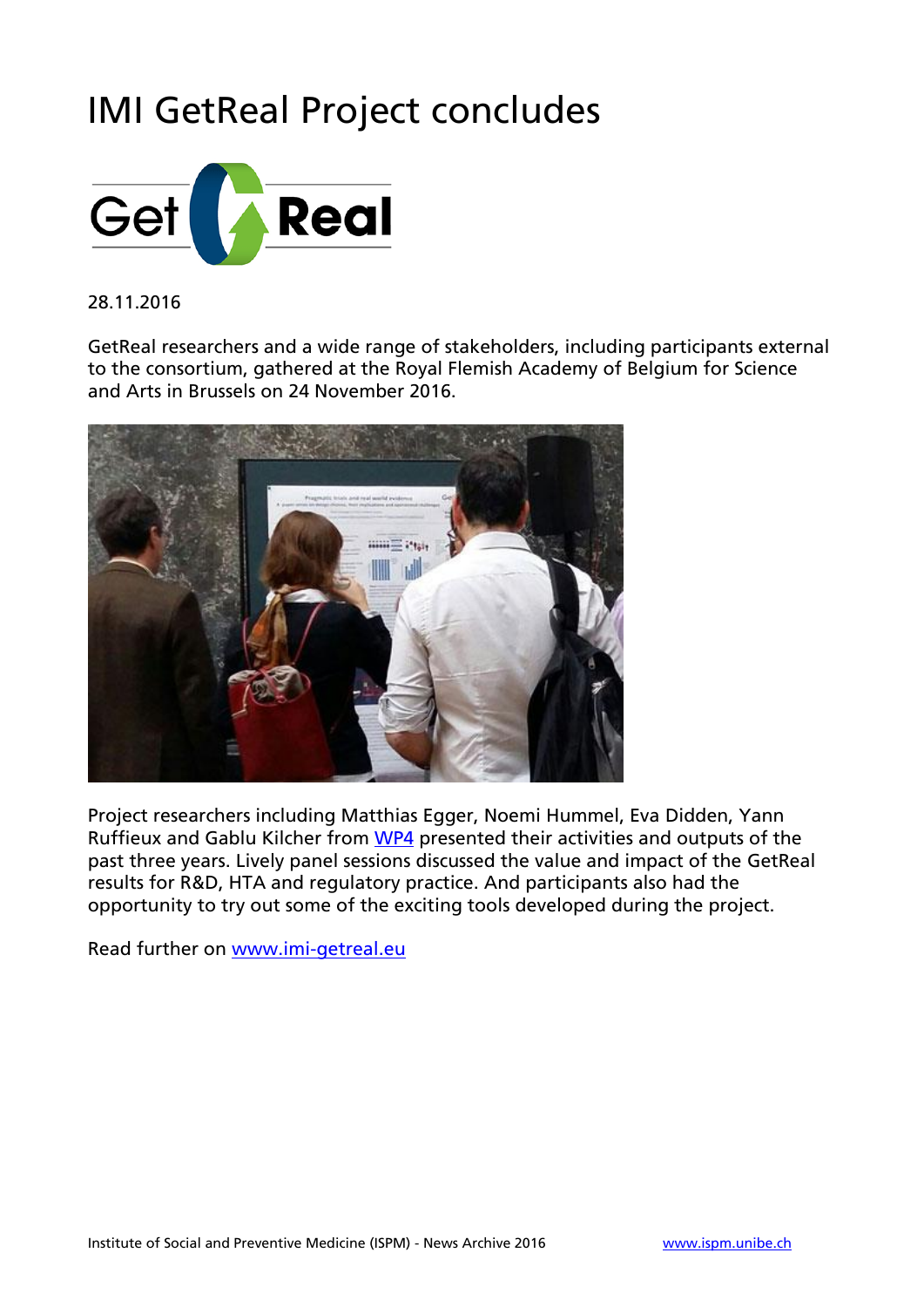# IMI GetReal Project concludes

28.11.2016

GetReal researchers and a wide range of stakeholders, including participants external to the consortium, gathered at the Royal Flemish Academy of Belgium for Science and Arts in Brussels on 24 November 2016.

Project researchers including Matthias Egger, Noemi Hummel, Eva Didden, Yann Ruffieux and Gablu Kilcher from [WP4](WP4) presented their activities and outputs of the past three years. Lively panel sessions discussed the value and impact of the GetReal results for R&D, HTA and regulatory practice. And participants also had the opportunity to try out some of the exciting tools developed during the project.

Read further on [www.imi-getreal.eu](http://www.imi-getreal.eu)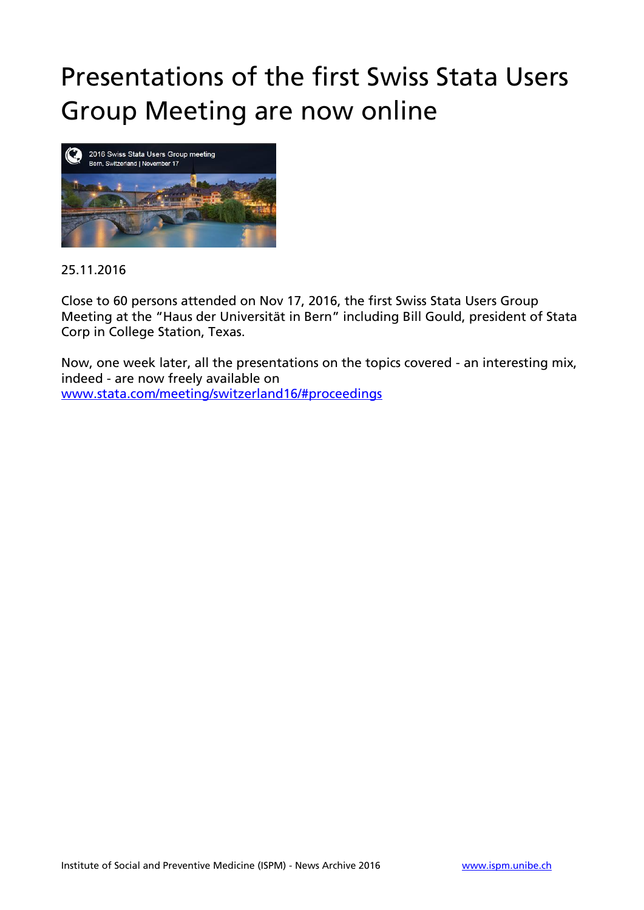# Presentations of the first Swiss Stata Users Group Meeting are now online

25.11.2016

Close to 60 persons attended on Nov 17, 2016, the first Swiss Stata Users Group Meeting at the "Haus der Universität in Bern" including Bill Gould, president of Stata Corp in College Station, Texas.

Now, one week later, all the presentations on the topics covered - an interesting mix, indeed - are now freely available on [www.stata.com/meeting/switzerland16/#proceedings](www.stata.com/meeting/switzerland16/#proceedings)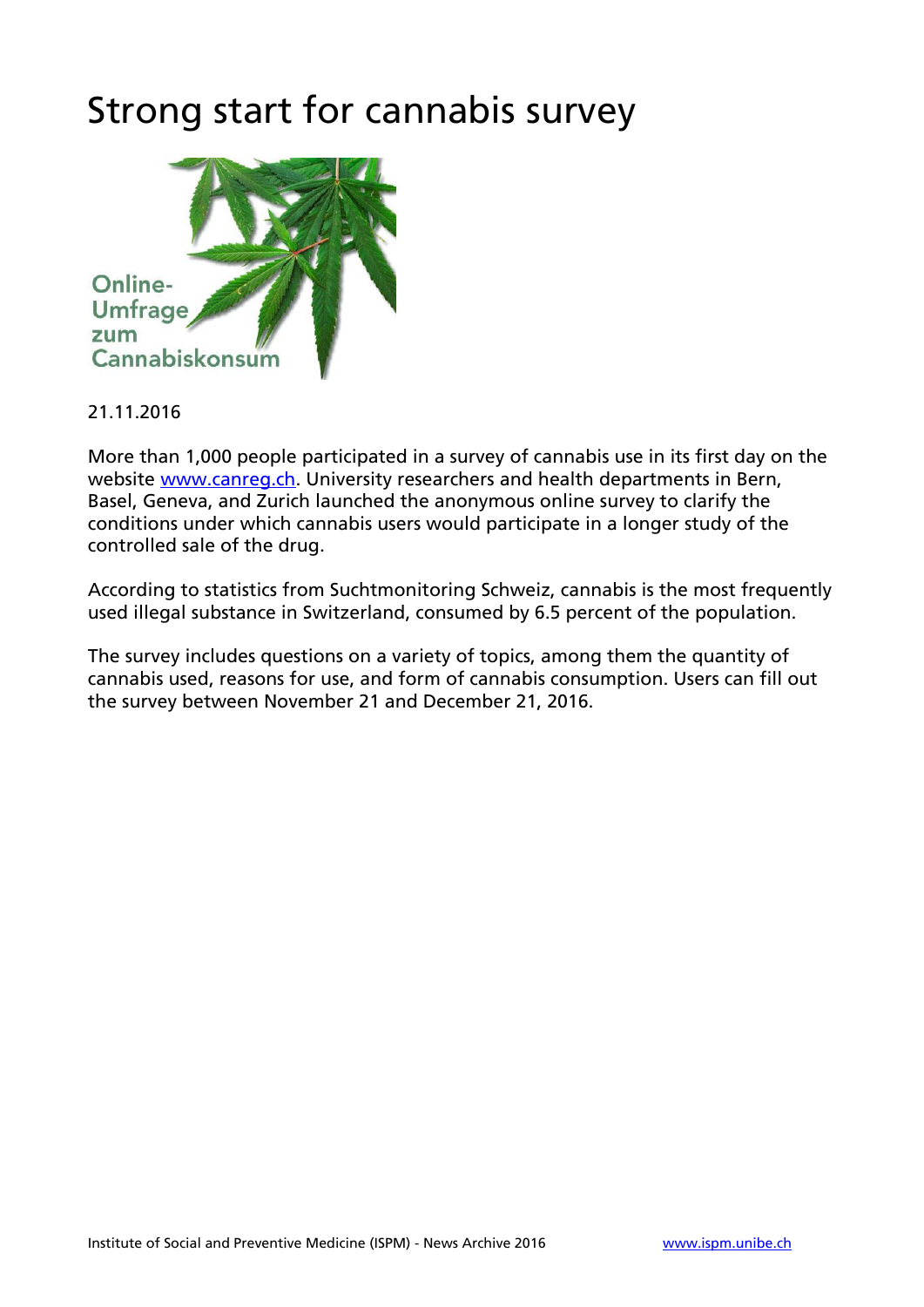# Strong start for cannabis survey

21.11.2016

More than 1,000 people participated in a survey of cannabis use in its first day on the website www.canreg.ch. University researchers and health departments in Bern, Basel, Geneva, and Zurich launched the anonymous online survey to clarify the conditions under which cannabis users would participate in a longer study of the controlled sale of the drug.

According to statistics from Suchtmonitoring Schweiz, cannabis is the most frequently used illegal substance in Switzerland, consumed by 6.5 percent of the population.

The survey includes questions on a variety of topics, among them the quantity of cannabis used, reasons for use, and form of cannabis consumption. Users can fill out the survey between November 21 and December 21, 2016.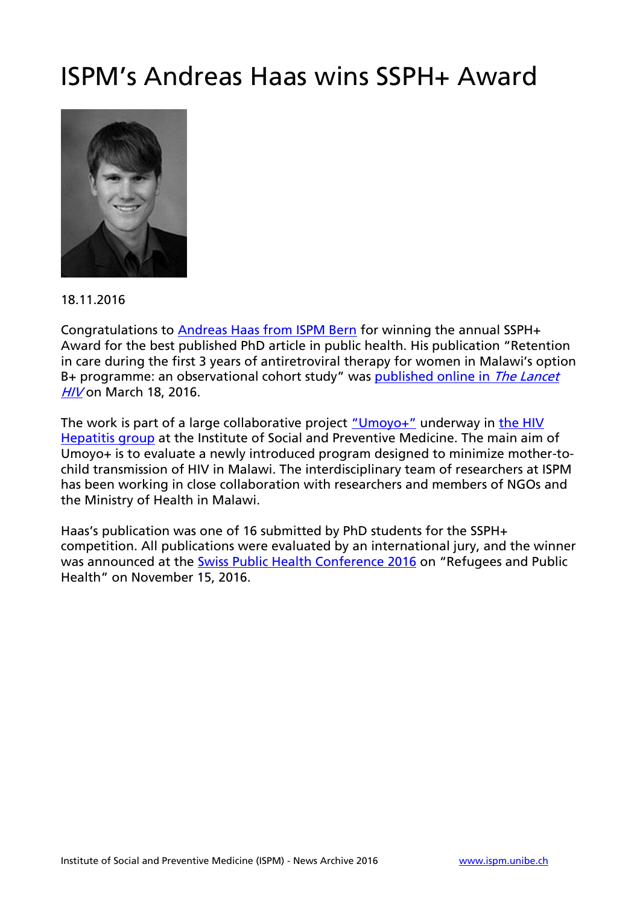# ISPM's Andreas Haas wins SSPH+ Award

18.11.2016

Congratulations to Andreas Haas from ISPM Bern for winning the annual SSPH+ Award for the best published PhD article in public health. His publication "Retention in care during the first 3 years of antiretroviral therapy for women in Malawi's option B+ programme: an observational cohort study" was published online in *The Lancet HIV* on March 18, 2016.

The work is part of a large collaborative project "Umoyo+" underway in the HIV Hepatitis group at the Institute of Social and Preventive Medicine. The main aim of Umoyo+ is to evaluate a newly introduced program designed to minimize mother-to-child transmission of HIV in Malawi. The interdisciplinary team of researchers at ISPM has been working in close collaboration with researchers and members of NGOs and the Ministry of Health in Malawi.

Haas's publication was one of 16 submitted by PhD students for the SSPH+ competition. All publications were evaluated by an international jury, and the winner was announced at the Swiss Public Health Conference 2016 on "Refugees and Public Health" on November 15, 2016.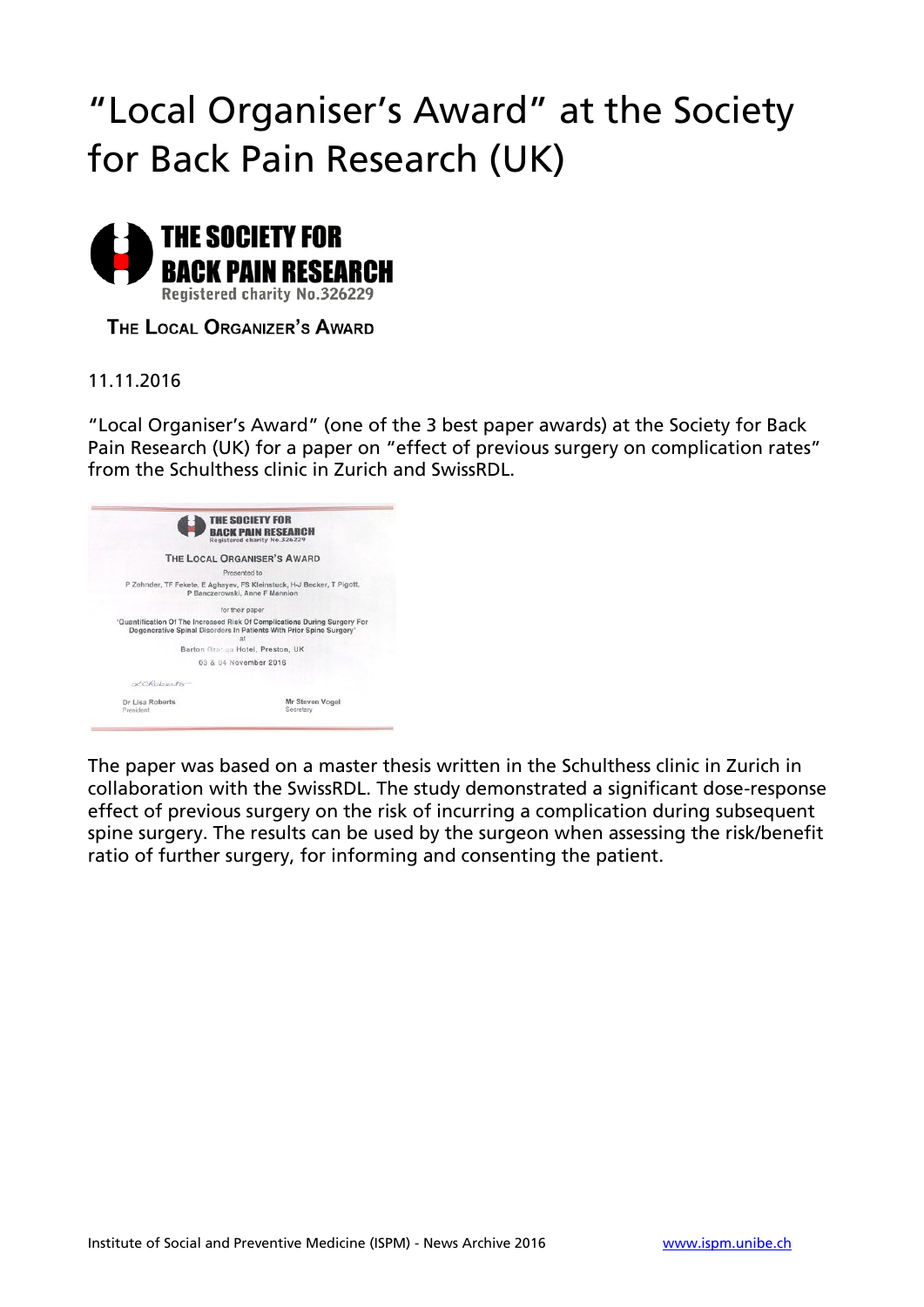# "Local Organiser's Award" at the Society for Back Pain Research (UK)

**THE SOCIETY FOR BACK PAIN RESEARCH**
Registered charity No.326229

**THE LOCAL ORGANIZER'S AWARD**

11.11.2016

"Local Organiser's Award" (one of the 3 best paper awards) at the Society for Back Pain Research (UK) for a paper on "effect of previous surgery on complication rates" from the Schulthess clinic in Zurich and SwissRDL.

THE SOCIETY FOR BACK PAIN RESEARCH
Registered charity No.326229

THE LOCAL ORGANISER'S AWARD

Presented to

P Zehnder, TF Fekete, E Aghayev, FS Kleinstuck, H-J Becker, T Pigott, P Banczerowski, Anne F Mannion

for their paper

'Quantification Of The Increased Risk Of Complications During Surgery For Degenerative Spinal Disorders In Patients With Prior Spine Surgery'

at

Barton Grange Hotel, Preston, UK

03 & 04 November 2016

Dr Lisa Roberts
President

Mr Steven Vogel
Secretary

The paper was based on a master thesis written in the Schulthess clinic in Zurich in collaboration with the SwissRDL. The study demonstrated a significant dose-response effect of previous surgery on the risk of incurring a complication during subsequent spine surgery. The results can be used by the surgeon when assessing the risk/benefit ratio of further surgery, for informing and consenting the patient.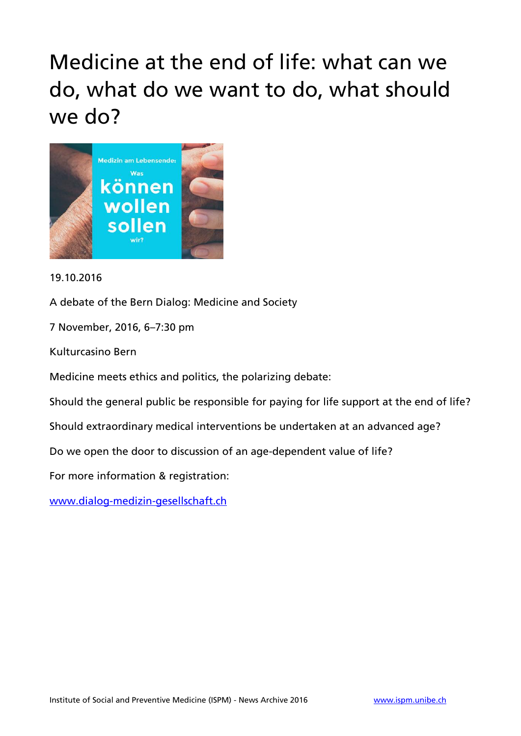# Medicine at the end of life: what can we do, what do we want to do, what should we do?

19.10.2016

A debate of the Bern Dialog: Medicine and Society

7 November, 2016, 6–7:30 pm

Kulturcasino Bern

Medicine meets ethics and politics, the polarizing debate:

Should the general public be responsible for paying for life support at the end of life?

Should extraordinary medical interventions be undertaken at an advanced age?

Do we open the door to discussion of an age-dependent value of life?

For more information & registration:

www.dialog-medizin-gesellschaft.ch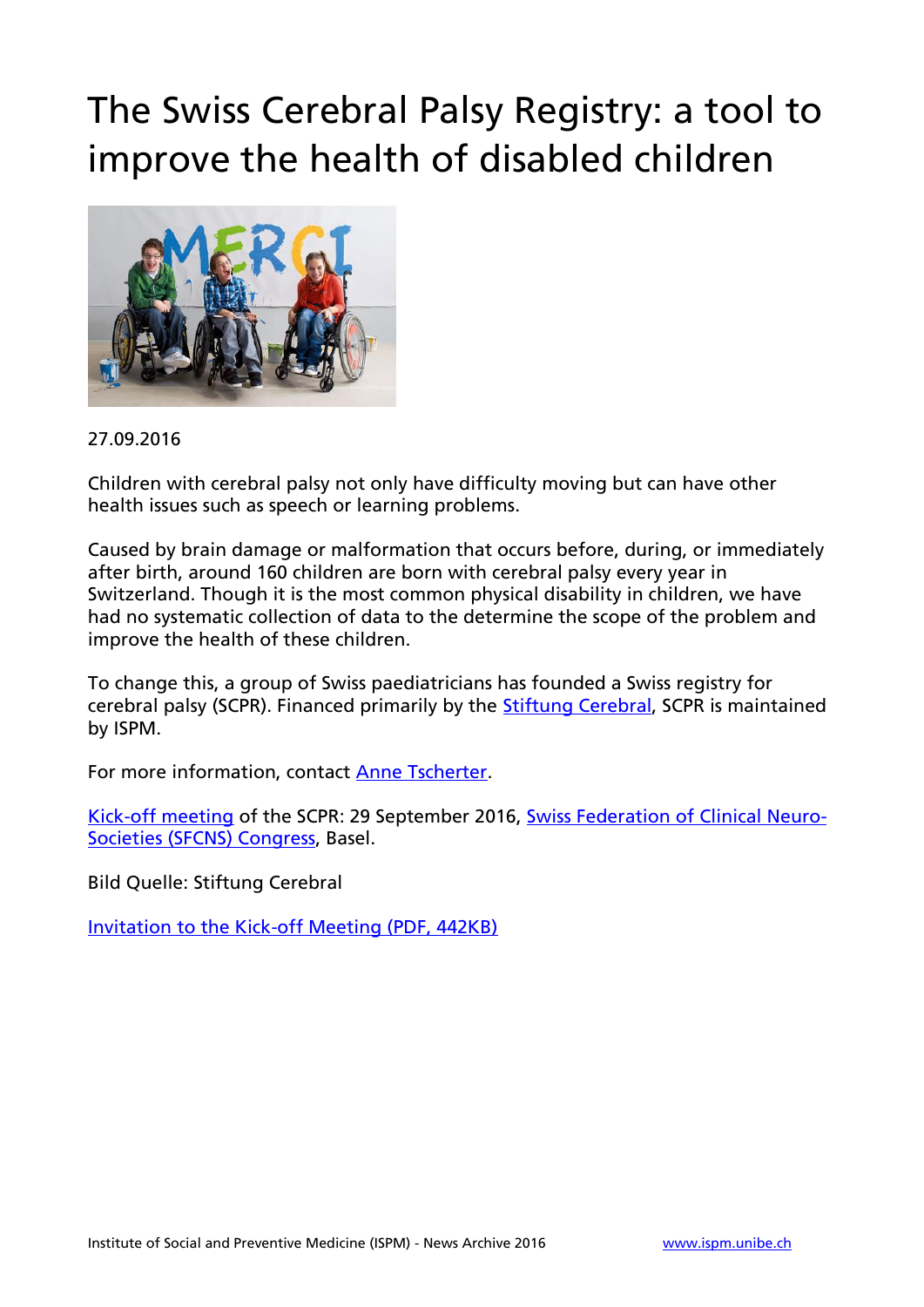# The Swiss Cerebral Palsy Registry: a tool to improve the health of disabled children

27.09.2016

Children with cerebral palsy not only have difficulty moving but can have other health issues such as speech or learning problems.

Caused by brain damage or malformation that occurs before, during, or immediately after birth, around 160 children are born with cerebral palsy every year in Switzerland. Though it is the most common physical disability in children, we have had no systematic collection of data to the determine the scope of the problem and improve the health of these children.

To change this, a group of Swiss paediatricians has founded a Swiss registry for cerebral palsy (SCPR). Financed primarily by the Stiftung Cerebral, SCPR is maintained by ISPM.

For more information, contact Anne Tscherter.

Kick-off meeting of the SCPR: 29 September 2016, Swiss Federation of Clinical Neuro-Societies (SFCNS) Congress, Basel.

Bild Quelle: Stiftung Cerebral

Invitation to the Kick-off Meeting (PDF, 442KB)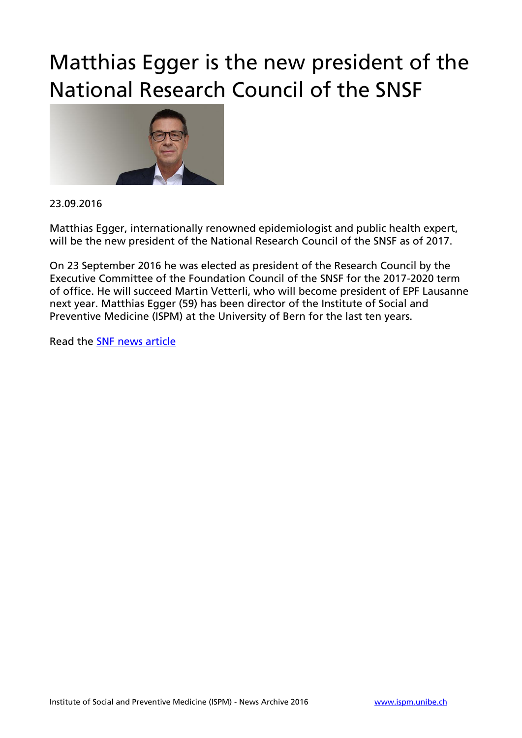# Matthias Egger is the new president of the National Research Council of the SNSF

23.09.2016

Matthias Egger, internationally renowned epidemiologist and public health expert, will be the new president of the National Research Council of the SNSF as of 2017.

On 23 September 2016 he was elected as president of the Research Council by the Executive Committee of the Foundation Council of the SNSF for the 2017-2020 term of office. He will succeed Martin Vetterli, who will become president of EPF Lausanne next year. Matthias Egger (59) has been director of the Institute of Social and Preventive Medicine (ISPM) at the University of Bern for the last ten years.

Read the SNF news article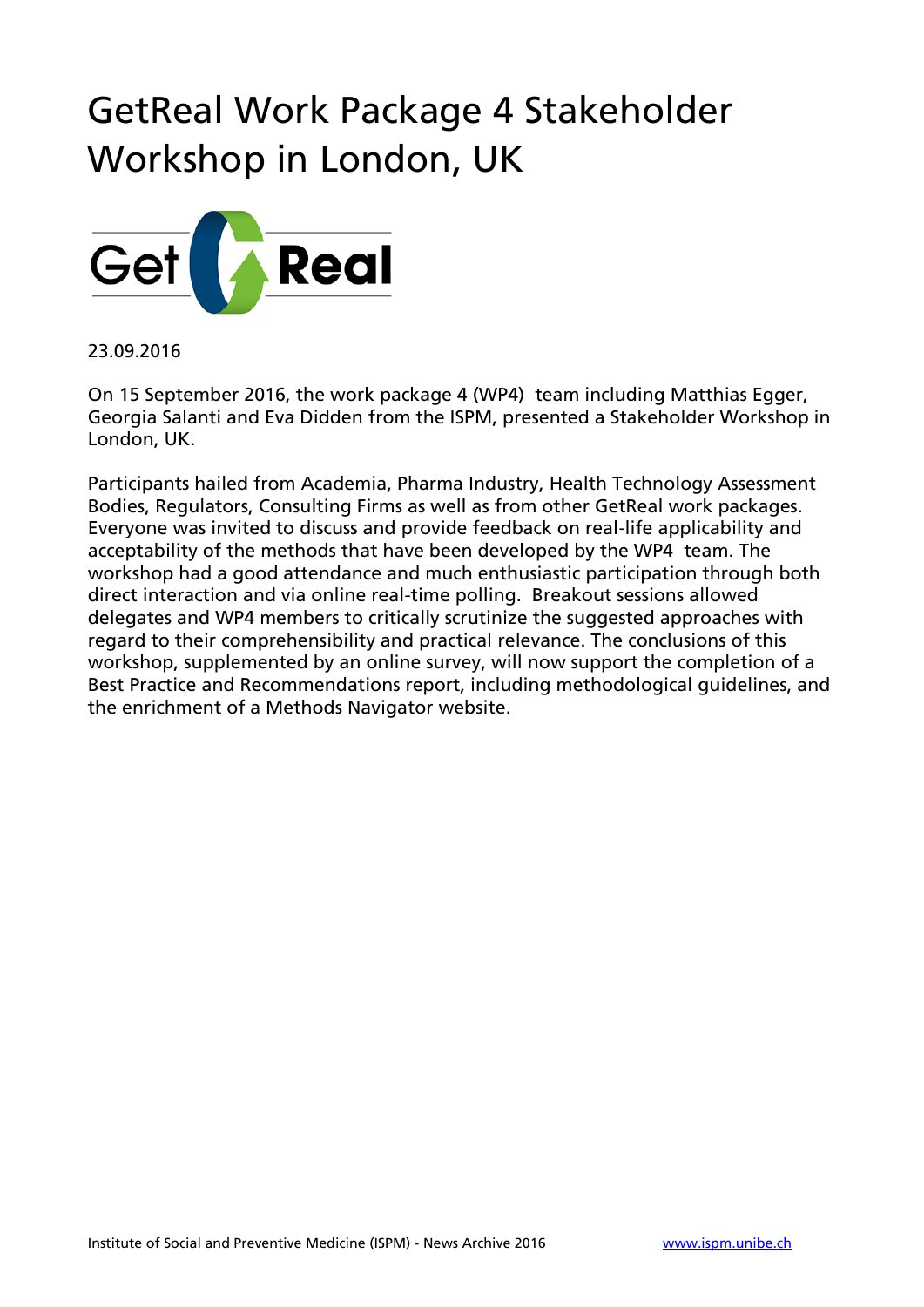# GetReal Work Package 4 Stakeholder Workshop in London, UK

23.09.2016

On 15 September 2016, the work package 4 (WP4) team including Matthias Egger, Georgia Salanti and Eva Didden from the ISPM, presented a Stakeholder Workshop in London, UK.

Participants hailed from Academia, Pharma Industry, Health Technology Assessment Bodies, Regulators, Consulting Firms as well as from other GetReal work packages. Everyone was invited to discuss and provide feedback on real-life applicability and acceptability of the methods that have been developed by the WP4 team. The workshop had a good attendance and much enthusiastic participation through both direct interaction and via online real-time polling. Breakout sessions allowed delegates and WP4 members to critically scrutinize the suggested approaches with regard to their comprehensibility and practical relevance. The conclusions of this workshop, supplemented by an online survey, will now support the completion of a Best Practice and Recommendations report, including methodological guidelines, and the enrichment of a Methods Navigator website.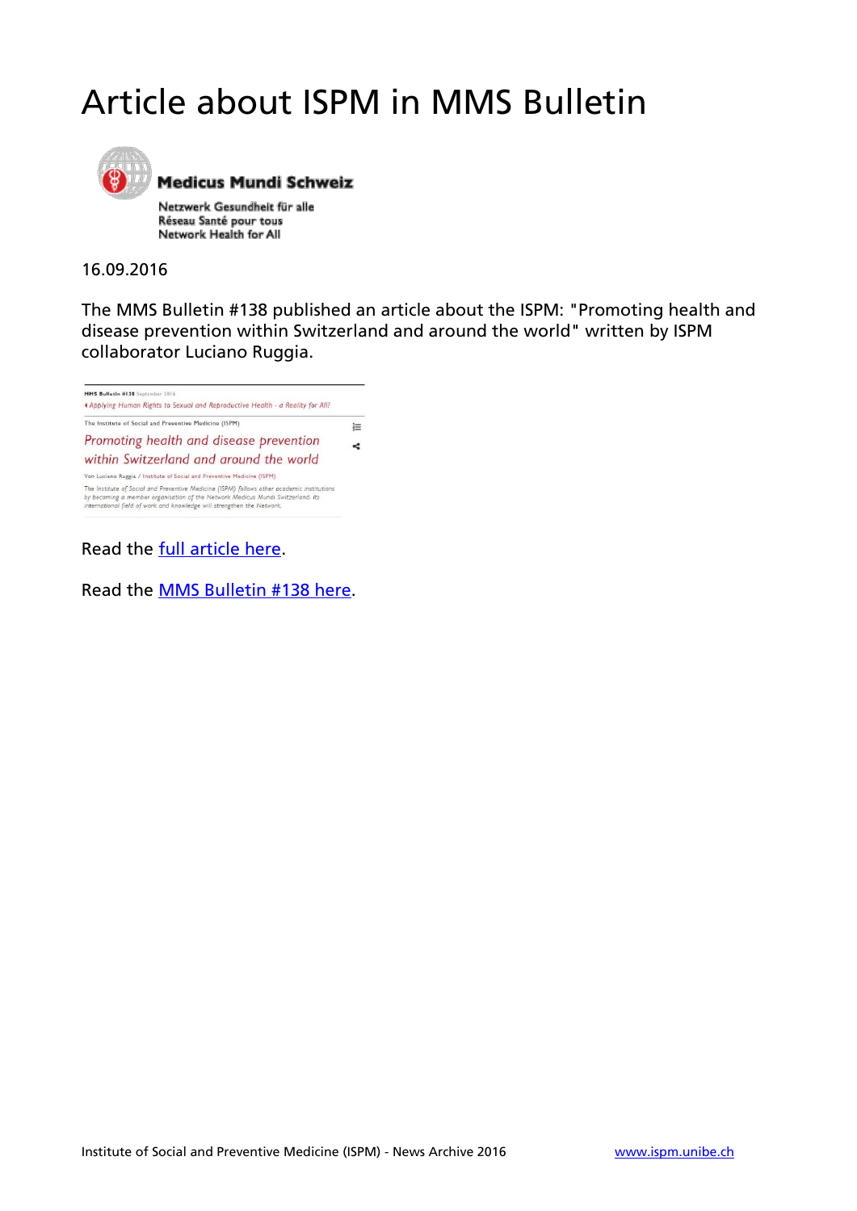# Article about ISPM in MMS Bulletin

16.09.2016

The MMS Bulletin #138 published an article about the ISPM: "Promoting health and disease prevention within Switzerland and around the world" written by ISPM collaborator Luciano Ruggia.

Read the full article here.

Read the MMS Bulletin #138 here.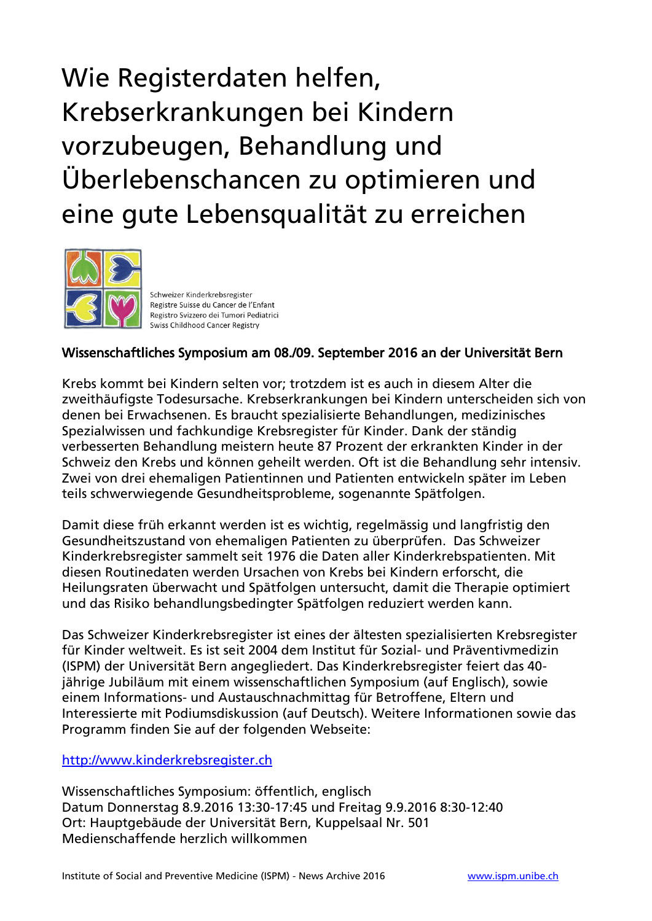# Wie Registerdaten helfen, Krebserkrankungen bei Kindern vorzubeugen, Behandlung und Überlebenschancen zu optimieren und eine gute Lebensqualität zu erreichen

Schweizer Kinderkrebsregister
Registre Suisse du Cancer de l'Enfant
Registro Svizzero dei Tumori Pediatrici
Swiss Childhood Cancer Registry

**Wissenschaftliches Symposium am 08./09. September 2016 an der Universität Bern**

Krebs kommt bei Kindern selten vor; trotzdem ist es auch in diesem Alter die zweithäufigste Todesursache. Krebserkrankungen bei Kindern unterscheiden sich von denen bei Erwachsenen. Es braucht spezialisierte Behandlungen, medizinisches Spezialwissen und fachkundige Krebsregister für Kinder. Dank der ständig verbesserten Behandlung meistern heute 87 Prozent der erkrankten Kinder in der Schweiz den Krebs und können geheilt werden. Oft ist die Behandlung sehr intensiv. Zwei von drei ehemaligen Patientinnen und Patienten entwickeln später im Leben teils schwerwiegende Gesundheitsprobleme, sogenannte Spätfolgen.

Damit diese früh erkannt werden ist es wichtig, regelmässig und langfristig den Gesundheitszustand von ehemaligen Patienten zu überprüfen. Das Schweizer Kinderkrebsregister sammelt seit 1976 die Daten aller Kinderkrebspatienten. Mit diesen Routinedaten werden Ursachen von Krebs bei Kindern erforscht, die Heilungsraten überwacht und Spätfolgen untersucht, damit die Therapie optimiert und das Risiko behandlungsbedingter Spätfolgen reduziert werden kann.

Das Schweizer Kinderkrebsregister ist eines der ältesten spezialisierten Krebsregister für Kinder weltweit. Es ist seit 2004 dem Institut für Sozial- und Präventivmedizin (ISPM) der Universität Bern angegliedert. Das Kinderkrebsregister feiert das 40-jährige Jubiläum mit einem wissenschaftlichen Symposium (auf Englisch), sowie einem Informations- und Austauschnachmittag für Betroffene, Eltern und Interessierte mit Podiumsdiskussion (auf Deutsch). Weitere Informationen sowie das Programm finden Sie auf der folgenden Webseite:

[http://www.kinderkrebsregister.ch](http://www.kinderkrebsregister.ch)

Wissenschaftliches Symposium: öffentlich, englisch
Datum Donnerstag 8.9.2016 13:30-17:45 und Freitag 9.9.2016 8:30-12:40
Ort: Hauptgebäude der Universität Bern, Kuppelsaal Nr. 501
Medienschaffende herzlich willkommen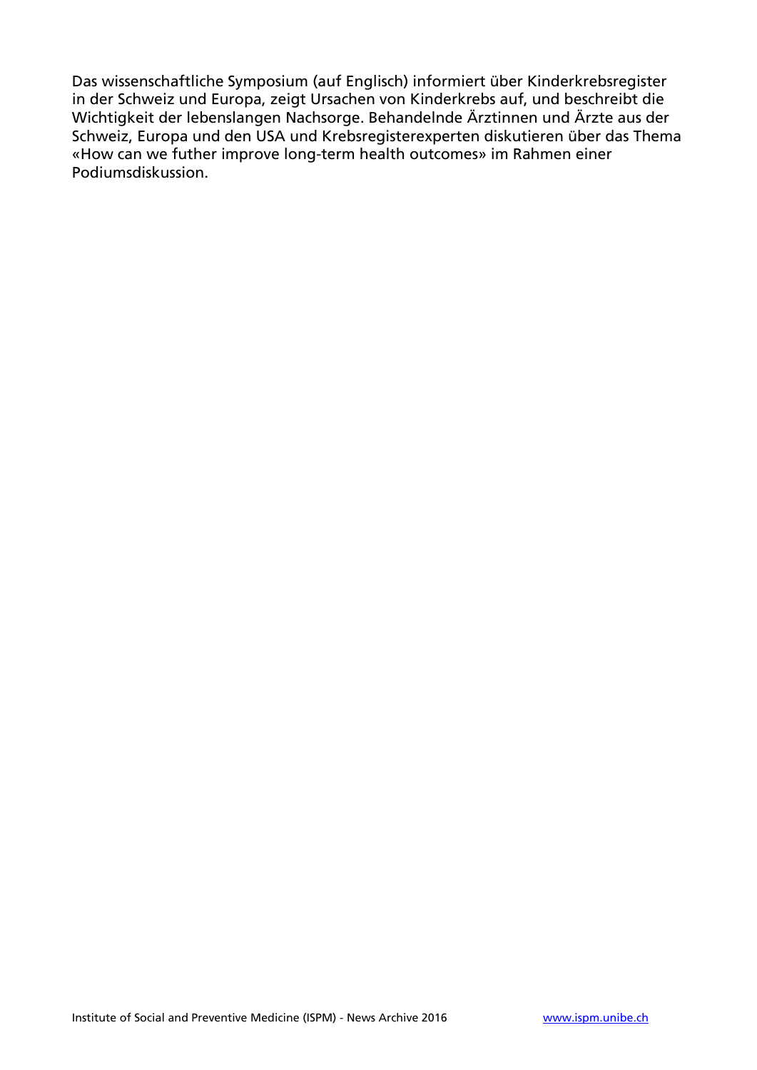Das wissenschaftliche Symposium (auf Englisch) informiert über Kinderkrebsregister in der Schweiz und Europa, zeigt Ursachen von Kinderkrebs auf, und beschreibt die Wichtigkeit der lebenslangen Nachsorge. Behandelnde Ärztinnen und Ärzte aus der Schweiz, Europa und den USA und Krebsregisterexperten diskutieren über das Thema «How can we futher improve long-term health outcomes» im Rahmen einer Podiumsdiskussion.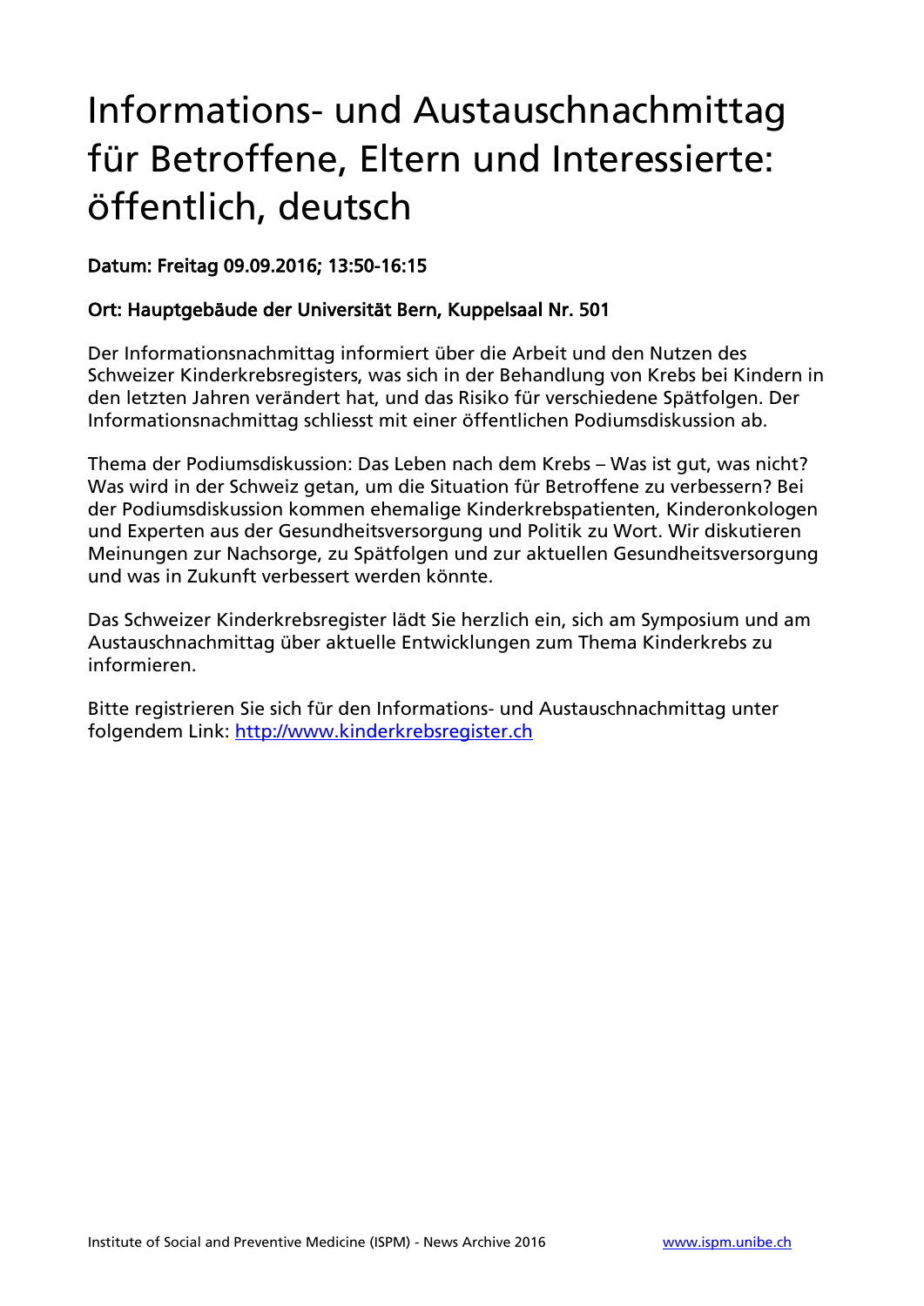# Informations- und Austauschnachmittag für Betroffene, Eltern und Interessierte: öffentlich, deutsch

**Datum: Freitag 09.09.2016; 13:50-16:15**

**Ort: Hauptgebäude der Universität Bern, Kuppelsaal Nr. 501**

Der Informationsnachmittag informiert über die Arbeit und den Nutzen des Schweizer Kinderkrebsregisters, was sich in der Behandlung von Krebs bei Kindern in den letzten Jahren verändert hat, und das Risiko für verschiedene Spätfolgen. Der Informationsnachmittag schliesst mit einer öffentlichen Podiumsdiskussion ab.

Thema der Podiumsdiskussion: Das Leben nach dem Krebs – Was ist gut, was nicht? Was wird in der Schweiz getan, um die Situation für Betroffene zu verbessern? Bei der Podiumsdiskussion kommen ehemalige Kinderkrebspatienten, Kinderonkologen und Experten aus der Gesundheitsversorgung und Politik zu Wort. Wir diskutieren Meinungen zur Nachsorge, zu Spätfolgen und zur aktuellen Gesundheitsversorgung und was in Zukunft verbessert werden könnte.

Das Schweizer Kinderkrebsregister lädt Sie herzlich ein, sich am Symposium und am Austauschnachmittag über aktuelle Entwicklungen zum Thema Kinderkrebs zu informieren.

Bitte registrieren Sie sich für den Informations- und Austauschnachmittag unter folgendem Link: [http://www.kinderkrebsregister.ch](http://www.kinderkrebsregister.ch)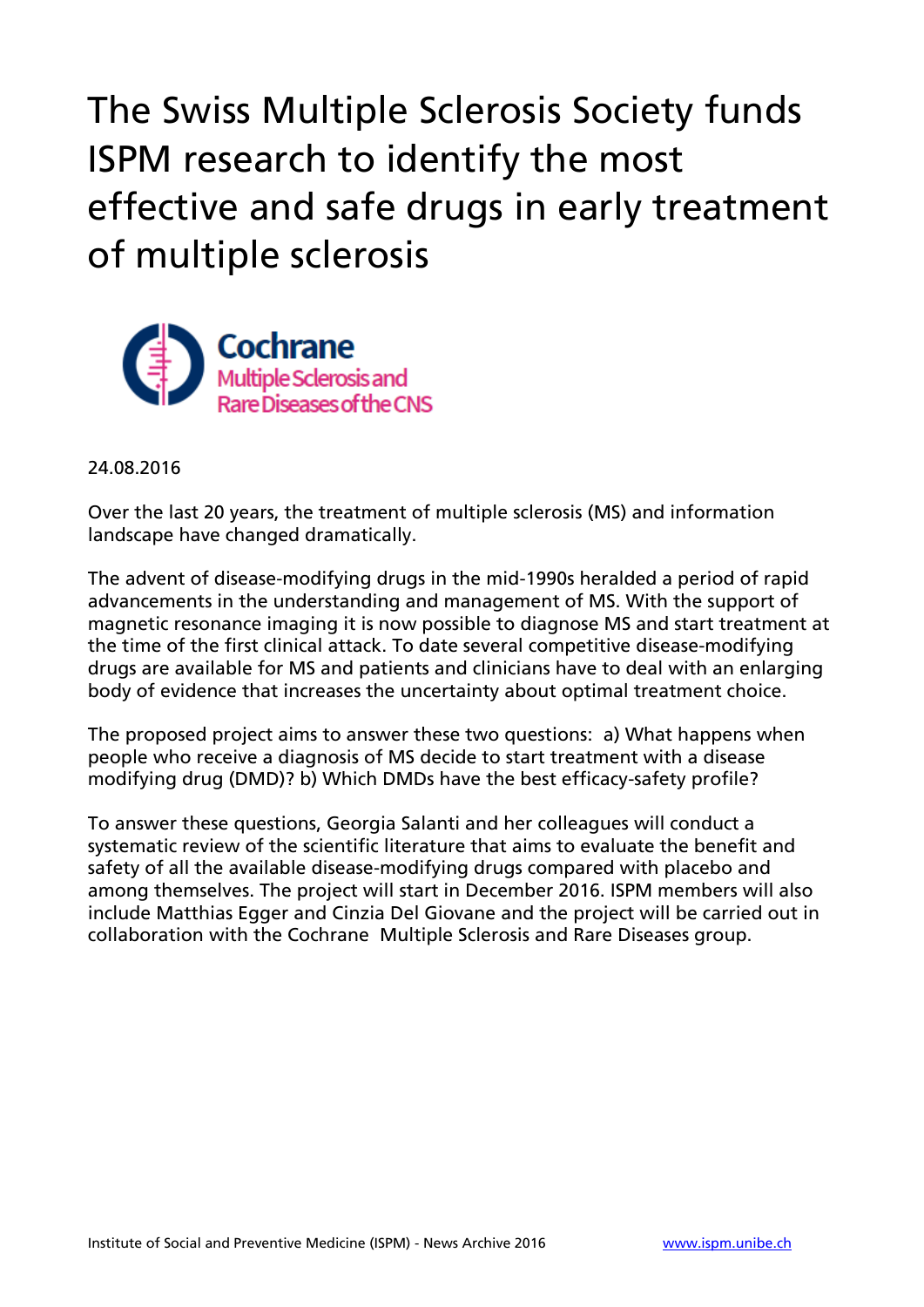# The Swiss Multiple Sclerosis Society funds ISPM research to identify the most effective and safe drugs in early treatment of multiple sclerosis

Cochrane
Multiple Sclerosis and Rare Diseases of the CNS

24.08.2016

Over the last 20 years, the treatment of multiple sclerosis (MS) and information landscape have changed dramatically.

The advent of disease-modifying drugs in the mid-1990s heralded a period of rapid advancements in the understanding and management of MS. With the support of magnetic resonance imaging it is now possible to diagnose MS and start treatment at the time of the first clinical attack. To date several competitive disease-modifying drugs are available for MS and patients and clinicians have to deal with an enlarging body of evidence that increases the uncertainty about optimal treatment choice.

The proposed project aims to answer these two questions: a) What happens when people who receive a diagnosis of MS decide to start treatment with a disease modifying drug (DMD)? b) Which DMDs have the best efficacy-safety profile?

To answer these questions, Georgia Salanti and her colleagues will conduct a systematic review of the scientific literature that aims to evaluate the benefit and safety of all the available disease-modifying drugs compared with placebo and among themselves. The project will start in December 2016. ISPM members will also include Matthias Egger and Cinzia Del Giovane and the project will be carried out in collaboration with the Cochrane Multiple Sclerosis and Rare Diseases group.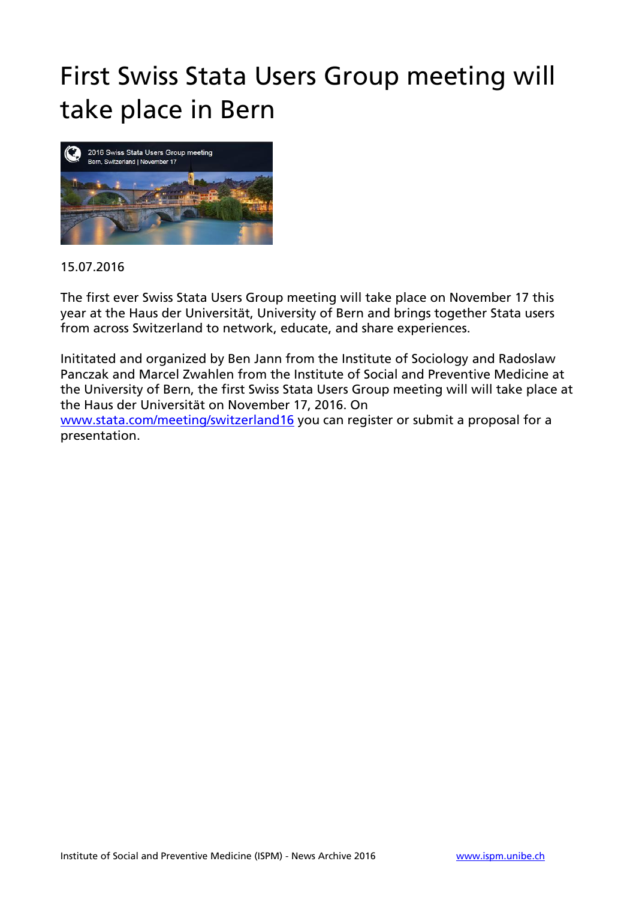# First Swiss Stata Users Group meeting will take place in Bern

15.07.2016

The first ever Swiss Stata Users Group meeting will take place on November 17 this year at the Haus der Universität, University of Bern and brings together Stata users from across Switzerland to network, educate, and share experiences.

Inititated and organized by Ben Jann from the Institute of Sociology and Radoslaw Panczak and Marcel Zwahlen from the Institute of Social and Preventive Medicine at the University of Bern, the first Swiss Stata Users Group meeting will will take place at the Haus der Universität on November 17, 2016. On [www.stata.com/meeting/switzerland16](www.stata.com/meeting/switzerland16) you can register or submit a proposal for a presentation.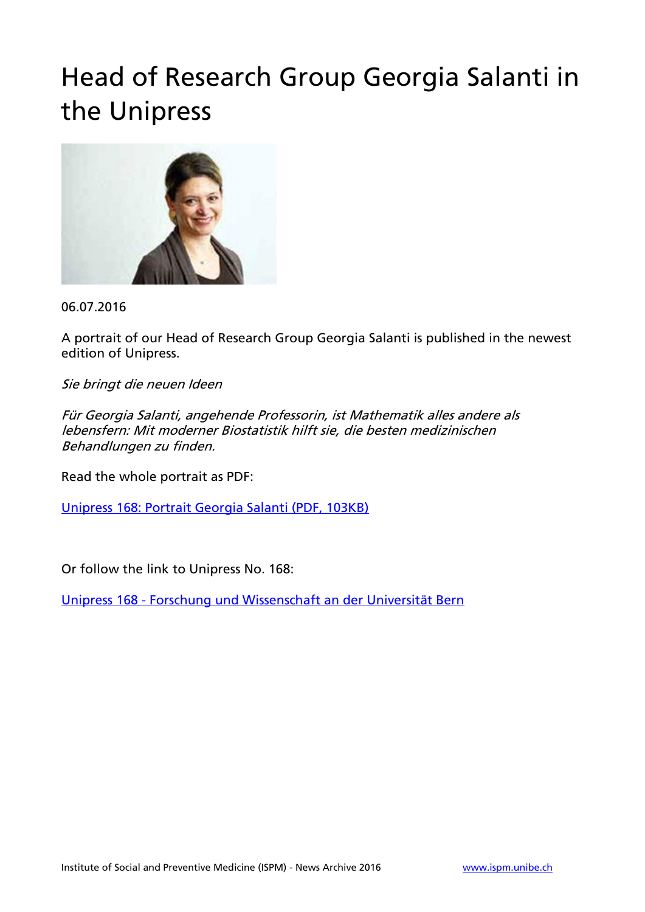# Head of Research Group Georgia Salanti in the Unipress

06.07.2016

A portrait of our Head of Research Group Georgia Salanti is published in the newest edition of Unipress.

*Sie bringt die neuen Ideen*

*Für Georgia Salanti, angehende Professorin, ist Mathematik alles andere als lebensfern: Mit moderner Biostatistik hilft sie, die besten medizinischen Behandlungen zu finden.*

Read the whole portrait as PDF:

[Unipress 168: Portrait Georgia Salanti (PDF, 103KB)]()

Or follow the link to Unipress No. 168:

[Unipress 168 - Forschung und Wissenschaft an der Universität Bern]()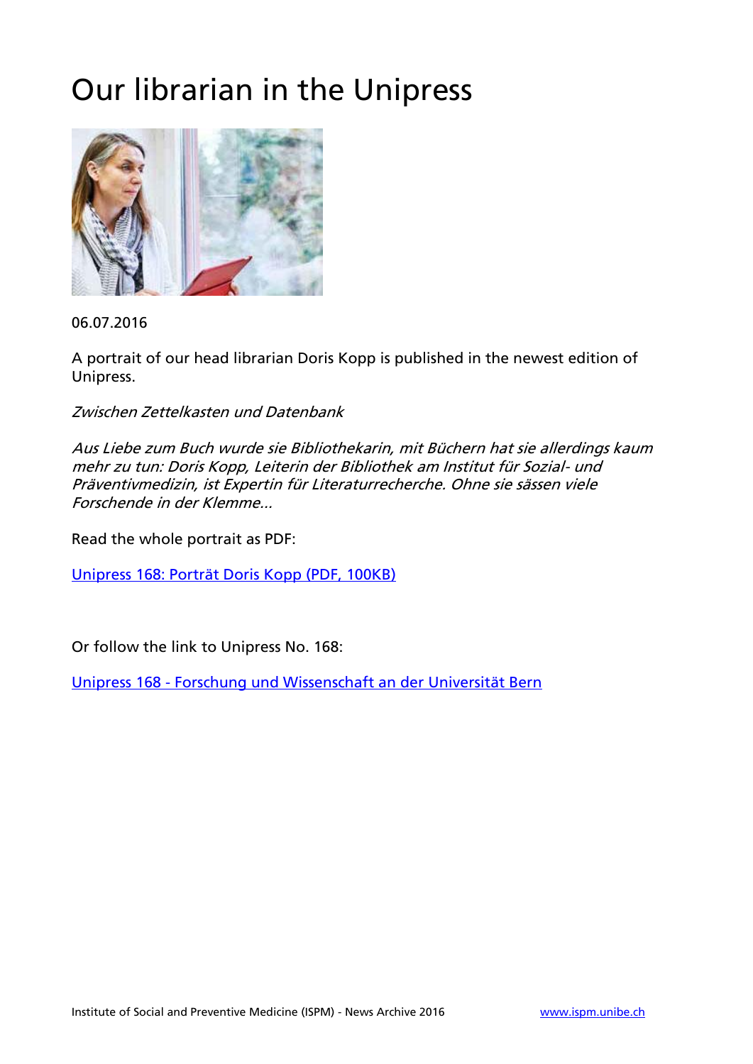# Our librarian in the Unipress

06.07.2016

A portrait of our head librarian Doris Kopp is published in the newest edition of Unipress.

*Zwischen Zettelkasten und Datenbank*

*Aus Liebe zum Buch wurde sie Bibliothekarin, mit Büchern hat sie allerdings kaum mehr zu tun: Doris Kopp, Leiterin der Bibliothek am Institut für Sozial- und Präventivmedizin, ist Expertin für Literaturrecherche. Ohne sie sässen viele Forschende in der Klemme...*

Read the whole portrait as PDF:

Unipress 168: Porträt Doris Kopp (PDF, 100KB)

Or follow the link to Unipress No. 168:

Unipress 168 - Forschung und Wissenschaft an der Universität Bern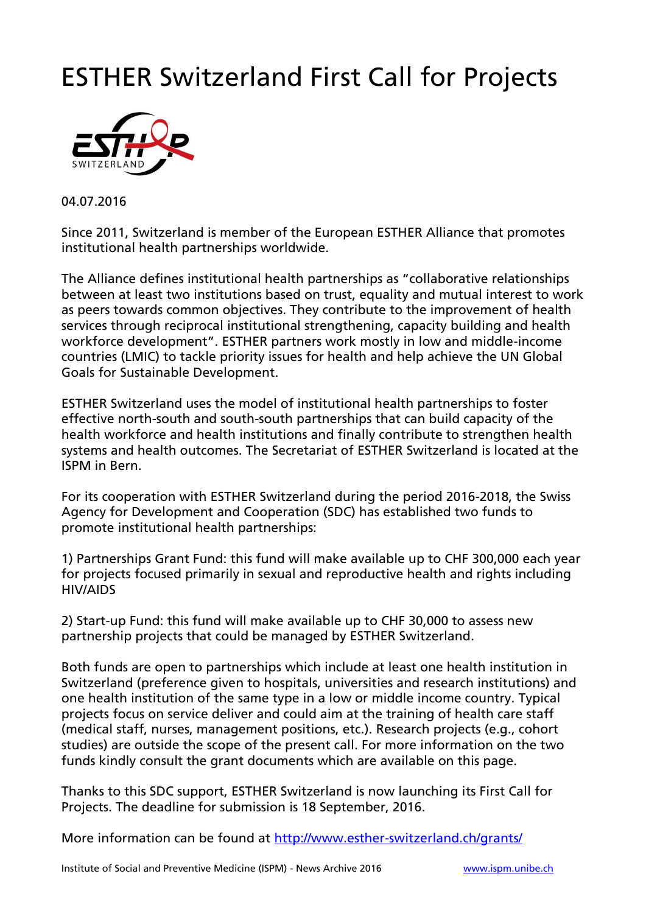# ESTHER Switzerland First Call for Projects

04.07.2016

Since 2011, Switzerland is member of the European ESTHER Alliance that promotes institutional health partnerships worldwide.

The Alliance defines institutional health partnerships as "collaborative relationships between at least two institutions based on trust, equality and mutual interest to work as peers towards common objectives. They contribute to the improvement of health services through reciprocal institutional strengthening, capacity building and health workforce development". ESTHER partners work mostly in low and middle-income countries (LMIC) to tackle priority issues for health and help achieve the UN Global Goals for Sustainable Development.

ESTHER Switzerland uses the model of institutional health partnerships to foster effective north-south and south-south partnerships that can build capacity of the health workforce and health institutions and finally contribute to strengthen health systems and health outcomes. The Secretariat of ESTHER Switzerland is located at the ISPM in Bern.

For its cooperation with ESTHER Switzerland during the period 2016-2018, the Swiss Agency for Development and Cooperation (SDC) has established two funds to promote institutional health partnerships:

1) Partnerships Grant Fund: this fund will make available up to CHF 300,000 each year for projects focused primarily in sexual and reproductive health and rights including HIV/AIDS

2) Start-up Fund: this fund will make available up to CHF 30,000 to assess new partnership projects that could be managed by ESTHER Switzerland.

Both funds are open to partnerships which include at least one health institution in Switzerland (preference given to hospitals, universities and research institutions) and one health institution of the same type in a low or middle income country. Typical projects focus on service deliver and could aim at the training of health care staff (medical staff, nurses, management positions, etc.). Research projects (e.g., cohort studies) are outside the scope of the present call. For more information on the two funds kindly consult the grant documents which are available on this page.

Thanks to this SDC support, ESTHER Switzerland is now launching its First Call for Projects. The deadline for submission is 18 September, 2016.

More information can be found at [http://www.esther-switzerland.ch/grants/](http://www.esther-switzerland.ch/grants/)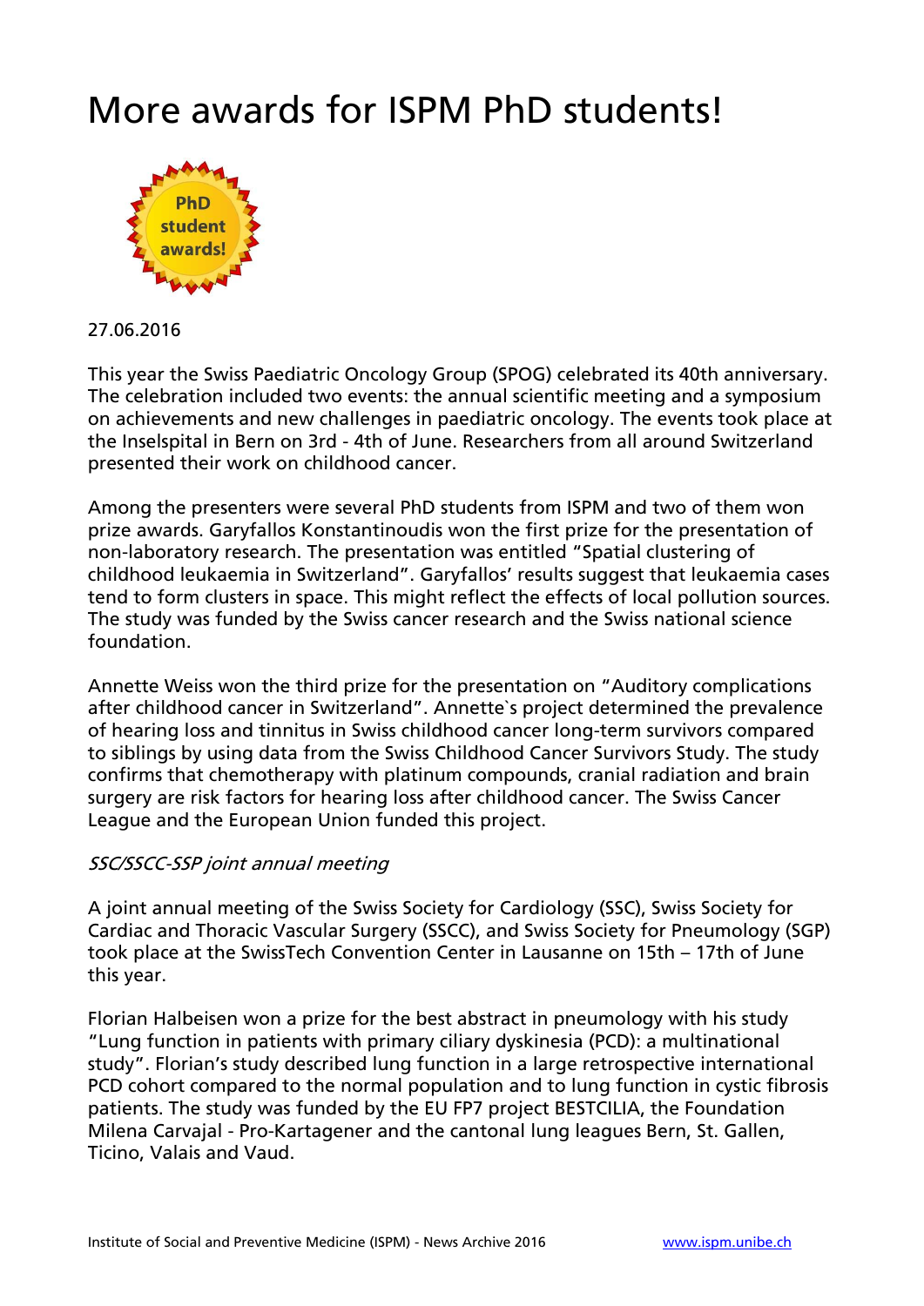# More awards for ISPM PhD students!

27.06.2016

This year the Swiss Paediatric Oncology Group (SPOG) celebrated its 40th anniversary. The celebration included two events: the annual scientific meeting and a symposium on achievements and new challenges in paediatric oncology. The events took place at the Inselspital in Bern on 3rd - 4th of June. Researchers from all around Switzerland presented their work on childhood cancer.

Among the presenters were several PhD students from ISPM and two of them won prize awards. Garyfallos Konstantinoudis won the first prize for the presentation of non-laboratory research. The presentation was entitled "Spatial clustering of childhood leukaemia in Switzerland". Garyfallos' results suggest that leukaemia cases tend to form clusters in space. This might reflect the effects of local pollution sources. The study was funded by the Swiss cancer research and the Swiss national science foundation.

Annette Weiss won the third prize for the presentation on "Auditory complications after childhood cancer in Switzerland". Annette`s project determined the prevalence of hearing loss and tinnitus in Swiss childhood cancer long-term survivors compared to siblings by using data from the Swiss Childhood Cancer Survivors Study. The study confirms that chemotherapy with platinum compounds, cranial radiation and brain surgery are risk factors for hearing loss after childhood cancer. The Swiss Cancer League and the European Union funded this project.

*SSC/SSCC-SSP joint annual meeting*

A joint annual meeting of the Swiss Society for Cardiology (SSC), Swiss Society for Cardiac and Thoracic Vascular Surgery (SSCC), and Swiss Society for Pneumology (SGP) took place at the SwissTech Convention Center in Lausanne on 15th – 17th of June this year.

Florian Halbeisen won a prize for the best abstract in pneumology with his study "Lung function in patients with primary ciliary dyskinesia (PCD): a multinational study". Florian's study described lung function in a large retrospective international PCD cohort compared to the normal population and to lung function in cystic fibrosis patients. The study was funded by the EU FP7 project BESTCILIA, the Foundation Milena Carvajal - Pro-Kartagener and the cantonal lung leagues Bern, St. Gallen, Ticino, Valais and Vaud.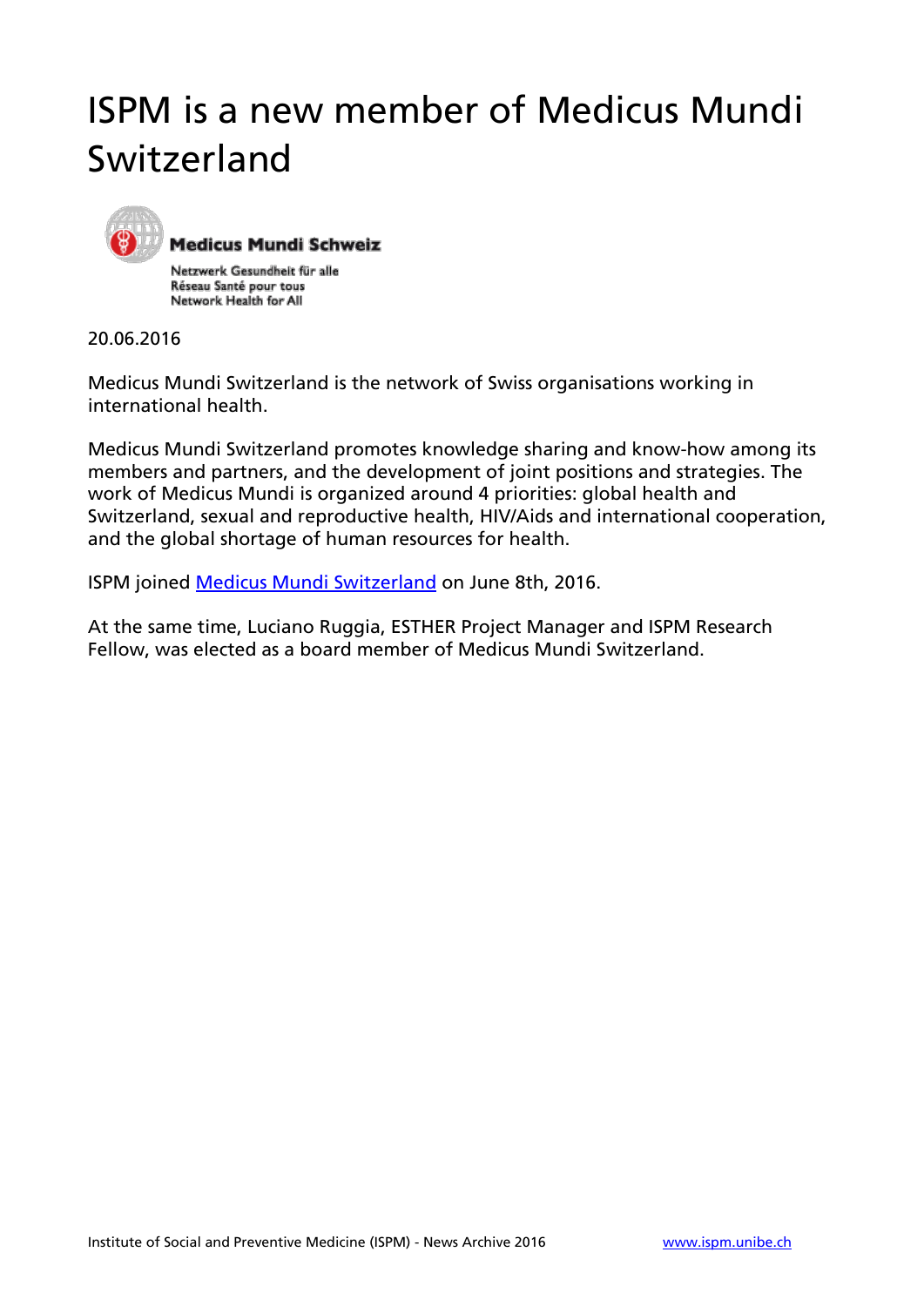# ISPM is a new member of Medicus Mundi Switzerland

Medicus Mundi Schweiz

Netzwerk Gesundheit für alle
Réseau Santé pour tous
Network Health for All

20.06.2016

Medicus Mundi Switzerland is the network of Swiss organisations working in international health.

Medicus Mundi Switzerland promotes knowledge sharing and know-how among its members and partners, and the development of joint positions and strategies. The work of Medicus Mundi is organized around 4 priorities: global health and Switzerland, sexual and reproductive health, HIV/Aids and international cooperation, and the global shortage of human resources for health.

ISPM joined Medicus Mundi Switzerland on June 8th, 2016.

At the same time, Luciano Ruggia, ESTHER Project Manager and ISPM Research Fellow, was elected as a board member of Medicus Mundi Switzerland.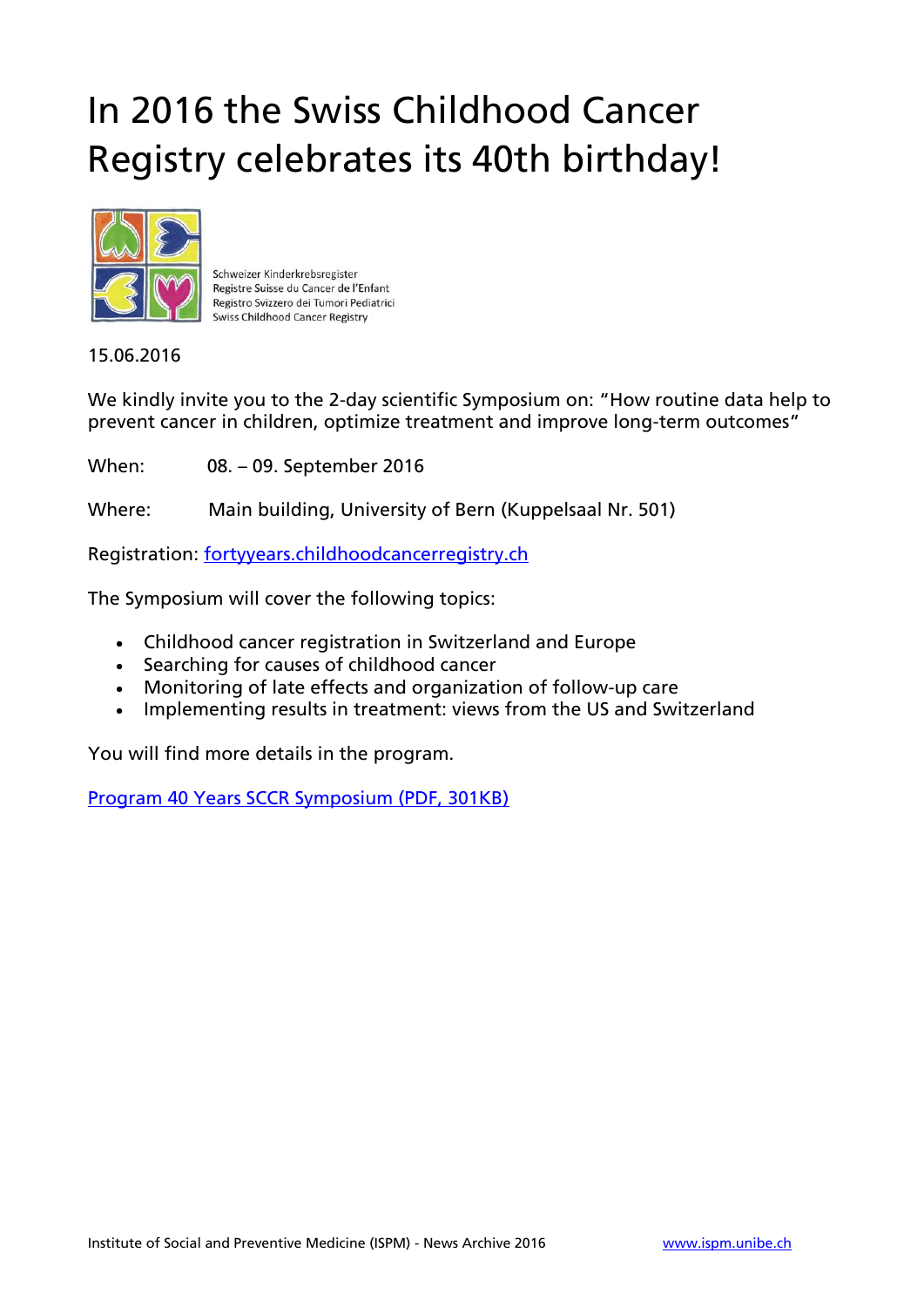# In 2016 the Swiss Childhood Cancer Registry celebrates its 40th birthday!

Schweizer Kinderkrebsregister
Registre Suisse du Cancer de l'Enfant
Registro Svizzero dei Tumori Pediatrici
Swiss Childhood Cancer Registry

15.06.2016

We kindly invite you to the 2-day scientific Symposium on: "How routine data help to prevent cancer in children, optimize treatment and improve long-term outcomes"

When: 08. – 09. September 2016

Where: Main building, University of Bern (Kuppelsaal Nr. 501)

Registration: [fortyyears.childhoodcancerregistry.ch](fortyyears.childhoodcancerregistry.ch)

The Symposium will cover the following topics:

- Childhood cancer registration in Switzerland and Europe
- Searching for causes of childhood cancer
- Monitoring of late effects and organization of follow-up care
- Implementing results in treatment: views from the US and Switzerland

You will find more details in the program.

[Program 40 Years SCCR Symposium (PDF, 301KB)]()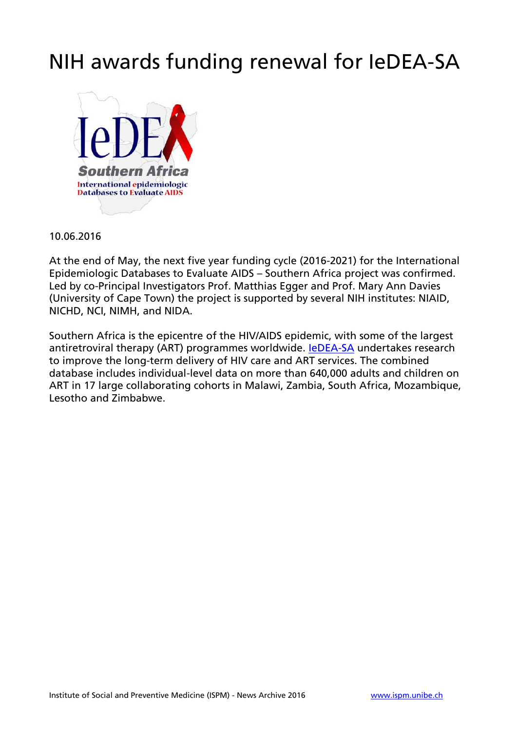# NIH awards funding renewal for IeDEA-SA

10.06.2016

At the end of May, the next five year funding cycle (2016-2021) for the International Epidemiologic Databases to Evaluate AIDS – Southern Africa project was confirmed. Led by co-Principal Investigators Prof. Matthias Egger and Prof. Mary Ann Davies (University of Cape Town) the project is supported by several NIH institutes: NIAID, NICHD, NCI, NIMH, and NIDA.

Southern Africa is the epicentre of the HIV/AIDS epidemic, with some of the largest antiretroviral therapy (ART) programmes worldwide. IeDEA-SA undertakes research to improve the long-term delivery of HIV care and ART services. The combined database includes individual-level data on more than 640,000 adults and children on ART in 17 large collaborating cohorts in Malawi, Zambia, South Africa, Mozambique, Lesotho and Zimbabwe.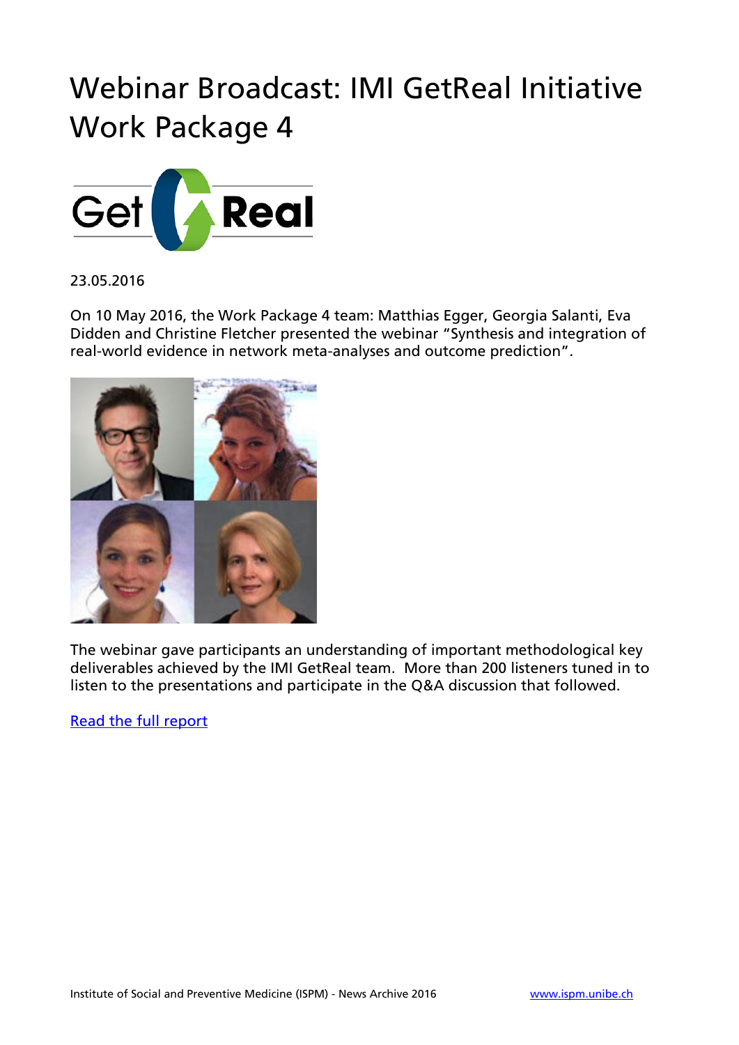# Webinar Broadcast: IMI GetReal Initiative Work Package 4

23.05.2016

On 10 May 2016, the Work Package 4 team: Matthias Egger, Georgia Salanti, Eva Didden and Christine Fletcher presented the webinar "Synthesis and integration of real-world evidence in network meta-analyses and outcome prediction".

The webinar gave participants an understanding of important methodological key deliverables achieved by the IMI GetReal team. More than 200 listeners tuned in to listen to the presentations and participate in the Q&A discussion that followed.

Read the full report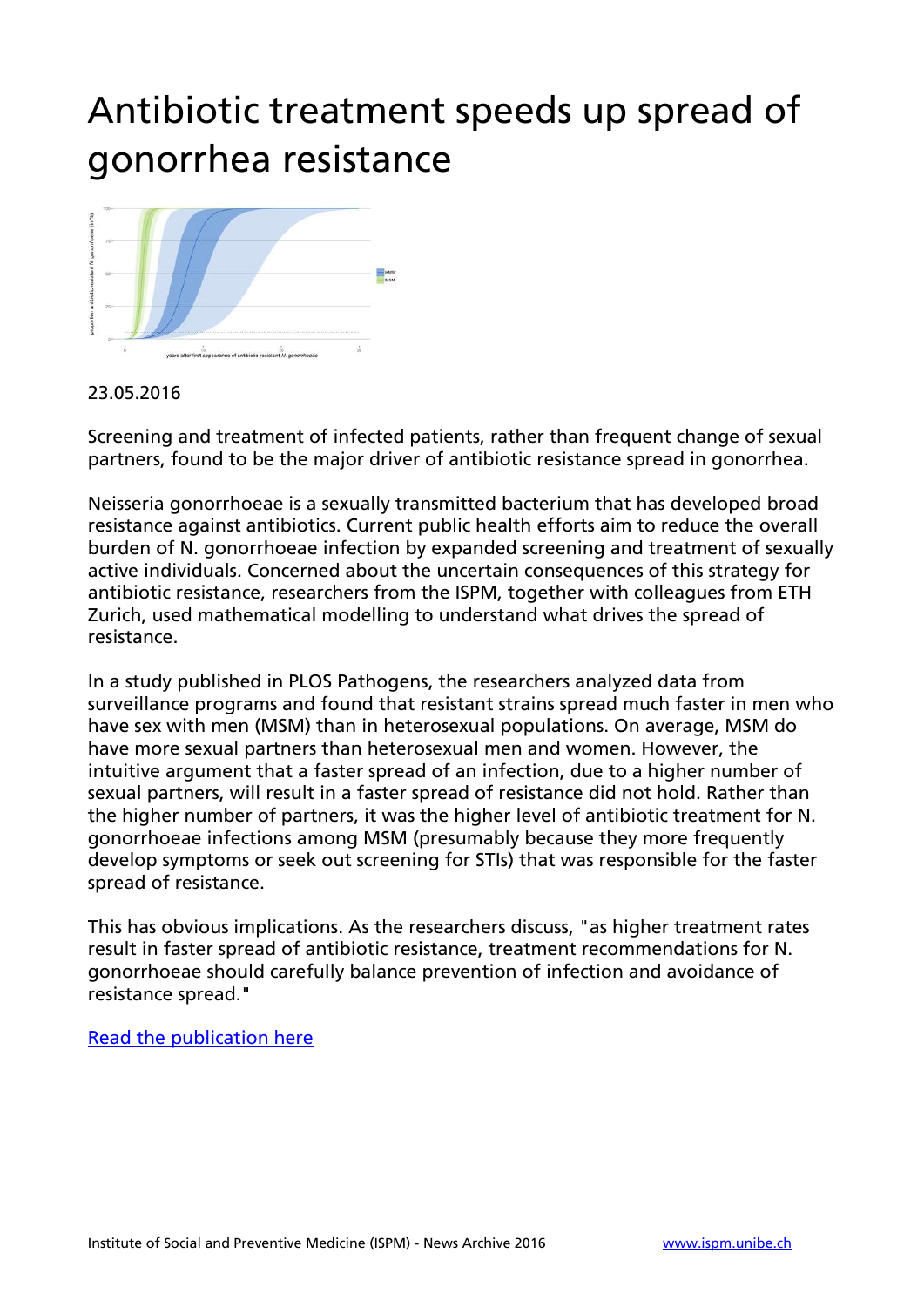# Antibiotic treatment speeds up spread of gonorrhea resistance

23.05.2016

Screening and treatment of infected patients, rather than frequent change of sexual partners, found to be the major driver of antibiotic resistance spread in gonorrhea.

Neisseria gonorrhoeae is a sexually transmitted bacterium that has developed broad resistance against antibiotics. Current public health efforts aim to reduce the overall burden of N. gonorrhoeae infection by expanded screening and treatment of sexually active individuals. Concerned about the uncertain consequences of this strategy for antibiotic resistance, researchers from the ISPM, together with colleagues from ETH Zurich, used mathematical modelling to understand what drives the spread of resistance.

In a study published in PLOS Pathogens, the researchers analyzed data from surveillance programs and found that resistant strains spread much faster in men who have sex with men (MSM) than in heterosexual populations. On average, MSM do have more sexual partners than heterosexual men and women. However, the intuitive argument that a faster spread of an infection, due to a higher number of sexual partners, will result in a faster spread of resistance did not hold. Rather than the higher number of partners, it was the higher level of antibiotic treatment for N. gonorrhoeae infections among MSM (presumably because they more frequently develop symptoms or seek out screening for STIs) that was responsible for the faster spread of resistance.

This has obvious implications. As the researchers discuss, "as higher treatment rates result in faster spread of antibiotic resistance, treatment recommendations for N. gonorrhoeae should carefully balance prevention of infection and avoidance of resistance spread."

[Read the publication here]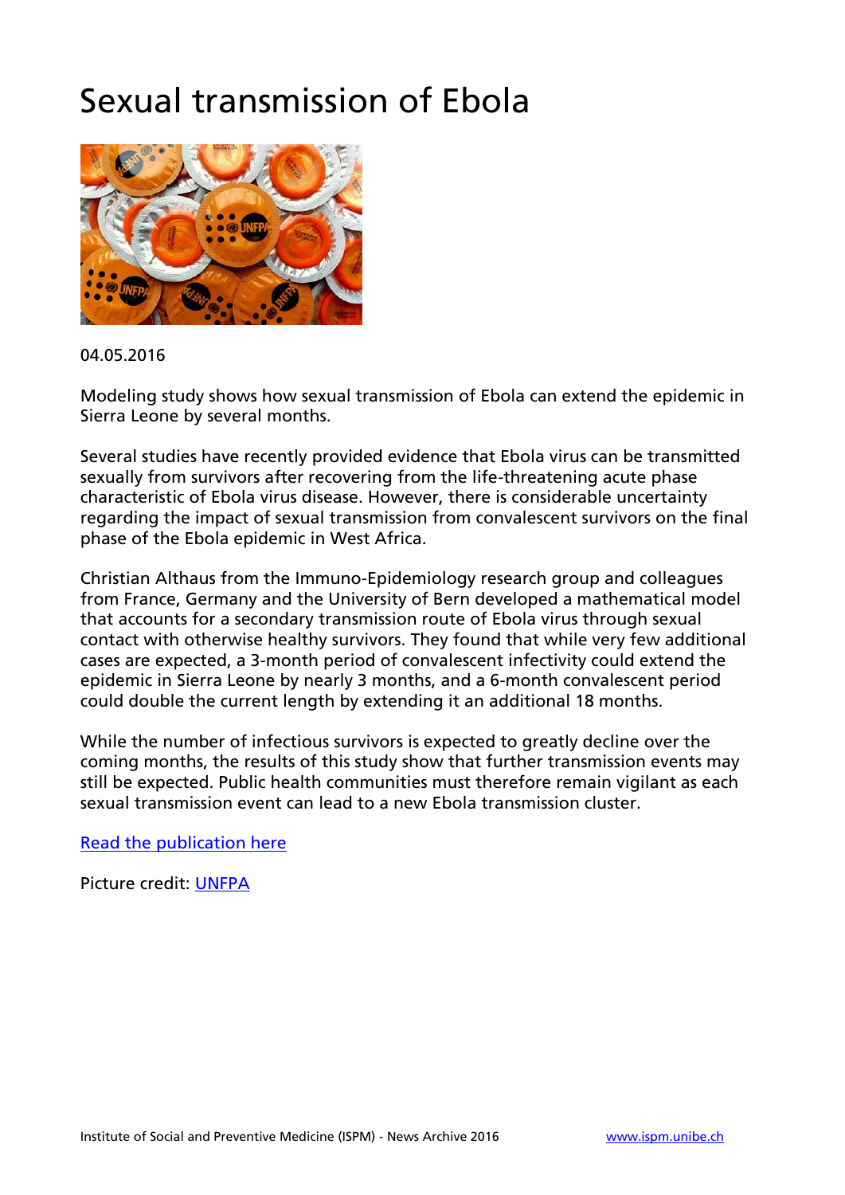# Sexual transmission of Ebola

04.05.2016

Modeling study shows how sexual transmission of Ebola can extend the epidemic in Sierra Leone by several months.

Several studies have recently provided evidence that Ebola virus can be transmitted sexually from survivors after recovering from the life-threatening acute phase characteristic of Ebola virus disease. However, there is considerable uncertainty regarding the impact of sexual transmission from convalescent survivors on the final phase of the Ebola epidemic in West Africa.

Christian Althaus from the Immuno-Epidemiology research group and colleagues from France, Germany and the University of Bern developed a mathematical model that accounts for a secondary transmission route of Ebola virus through sexual contact with otherwise healthy survivors. They found that while very few additional cases are expected, a 3-month period of convalescent infectivity could extend the epidemic in Sierra Leone by nearly 3 months, and a 6-month convalescent period could double the current length by extending it an additional 18 months.

While the number of infectious survivors is expected to greatly decline over the coming months, the results of this study show that further transmission events may still be expected. Public health communities must therefore remain vigilant as each sexual transmission event can lead to a new Ebola transmission cluster.

Read the publication here

Picture credit: UNFPA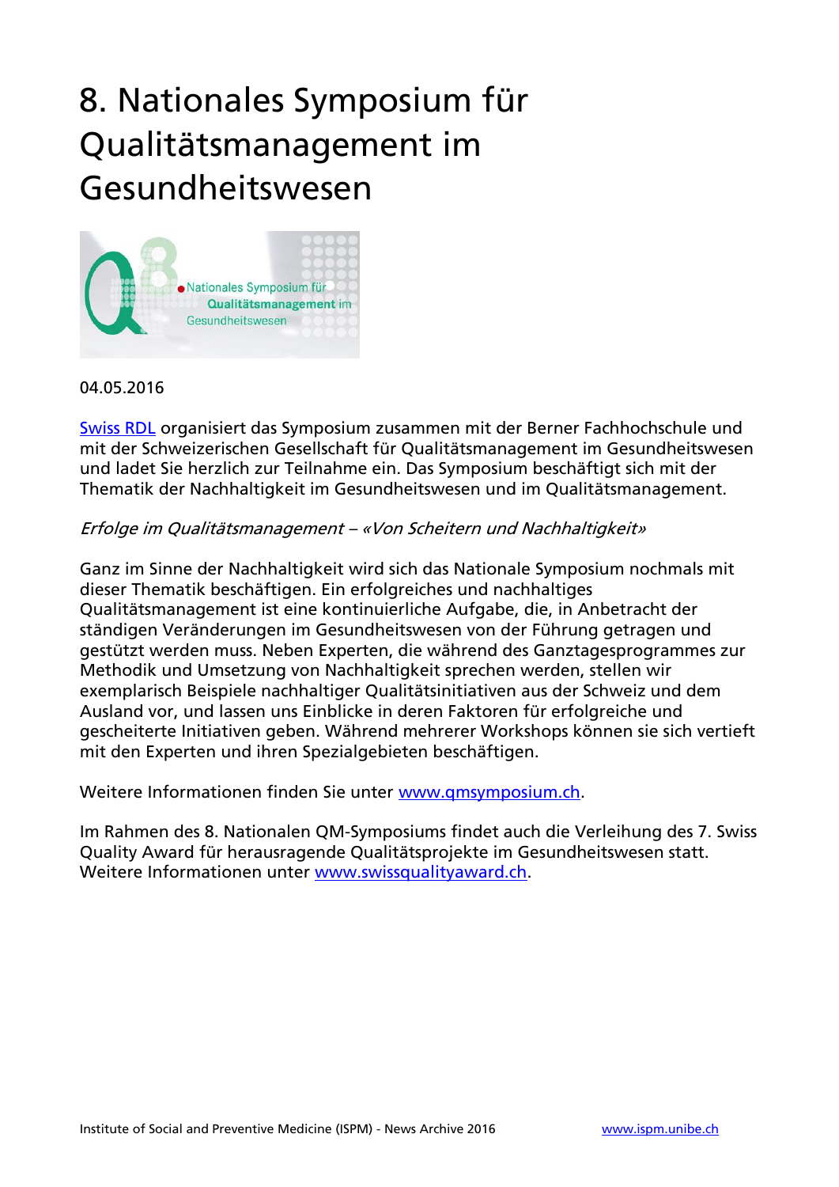# 8. Nationales Symposium für Qualitätsmanagement im Gesundheitswesen

04.05.2016

Swiss RDL organisiert das Symposium zusammen mit der Berner Fachhochschule und mit der Schweizerischen Gesellschaft für Qualitätsmanagement im Gesundheitswesen und ladet Sie herzlich zur Teilnahme ein. Das Symposium beschäftigt sich mit der Thematik der Nachhaltigkeit im Gesundheitswesen und im Qualitätsmanagement.

*Erfolge im Qualitätsmanagement – «Von Scheitern und Nachhaltigkeit»*

Ganz im Sinne der Nachhaltigkeit wird sich das Nationale Symposium nochmals mit dieser Thematik beschäftigen. Ein erfolgreiches und nachhaltiges Qualitätsmanagement ist eine kontinuierliche Aufgabe, die, in Anbetracht der ständigen Veränderungen im Gesundheitswesen von der Führung getragen und gestützt werden muss. Neben Experten, die während des Ganztagesprogrammes zur Methodik und Umsetzung von Nachhaltigkeit sprechen werden, stellen wir exemplarisch Beispiele nachhaltiger Qualitätsinitiativen aus der Schweiz und dem Ausland vor, und lassen uns Einblicke in deren Faktoren für erfolgreiche und gescheiterte Initiativen geben. Während mehrerer Workshops können sie sich vertieft mit den Experten und ihren Spezialgebieten beschäftigen.

Weitere Informationen finden Sie unter www.qmsymposium.ch.

Im Rahmen des 8. Nationalen QM-Symposiums findet auch die Verleihung des 7. Swiss Quality Award für herausragende Qualitätsprojekte im Gesundheitswesen statt. Weitere Informationen unter www.swissqualityaward.ch.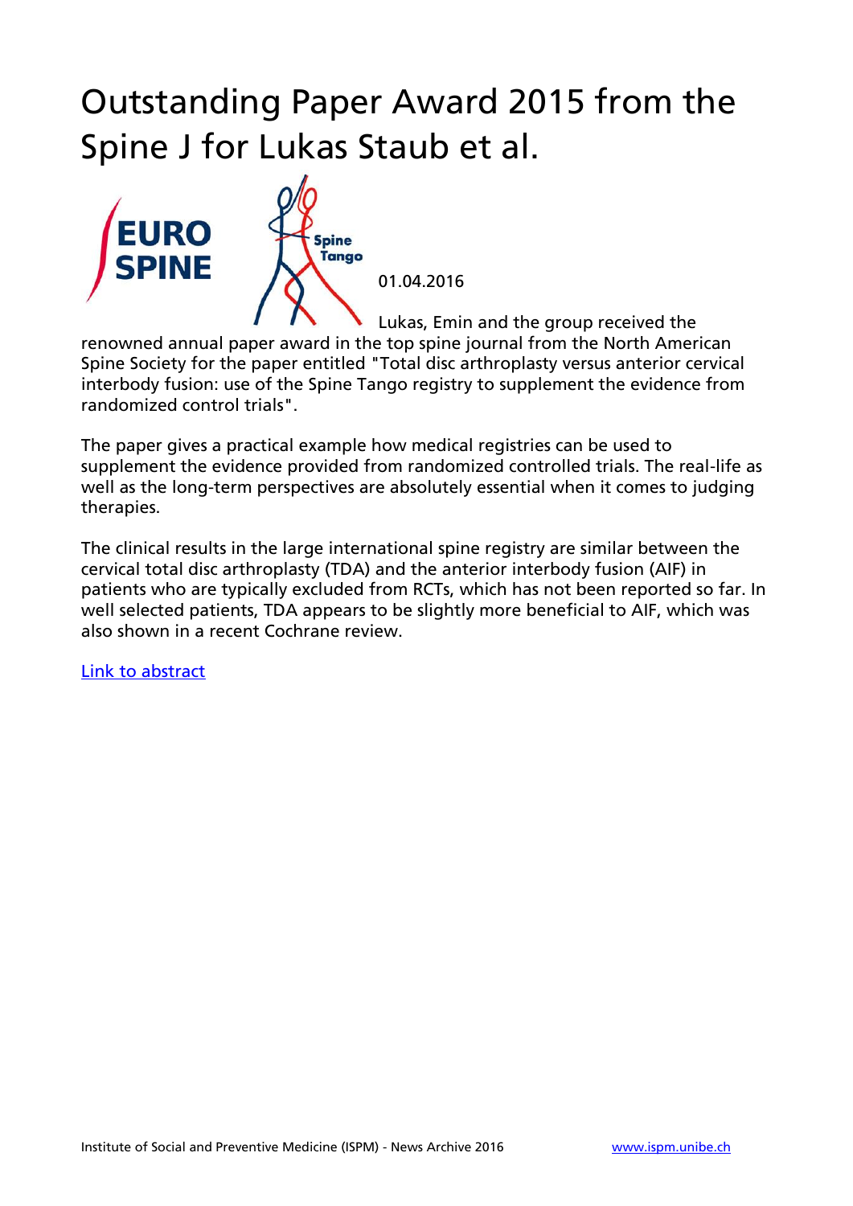# Outstanding Paper Award 2015 from the Spine J for Lukas Staub et al.

01.04.2016

Lukas, Emin and the group received the renowned annual paper award in the top spine journal from the North American Spine Society for the paper entitled "Total disc arthroplasty versus anterior cervical interbody fusion: use of the Spine Tango registry to supplement the evidence from randomized control trials".

The paper gives a practical example how medical registries can be used to supplement the evidence provided from randomized controlled trials. The real-life as well as the long-term perspectives are absolutely essential when it comes to judging therapies.

The clinical results in the large international spine registry are similar between the cervical total disc arthroplasty (TDA) and the anterior interbody fusion (AIF) in patients who are typically excluded from RCTs, which has not been reported so far. In well selected patients, TDA appears to be slightly more beneficial to AIF, which was also shown in a recent Cochrane review.

Link to abstract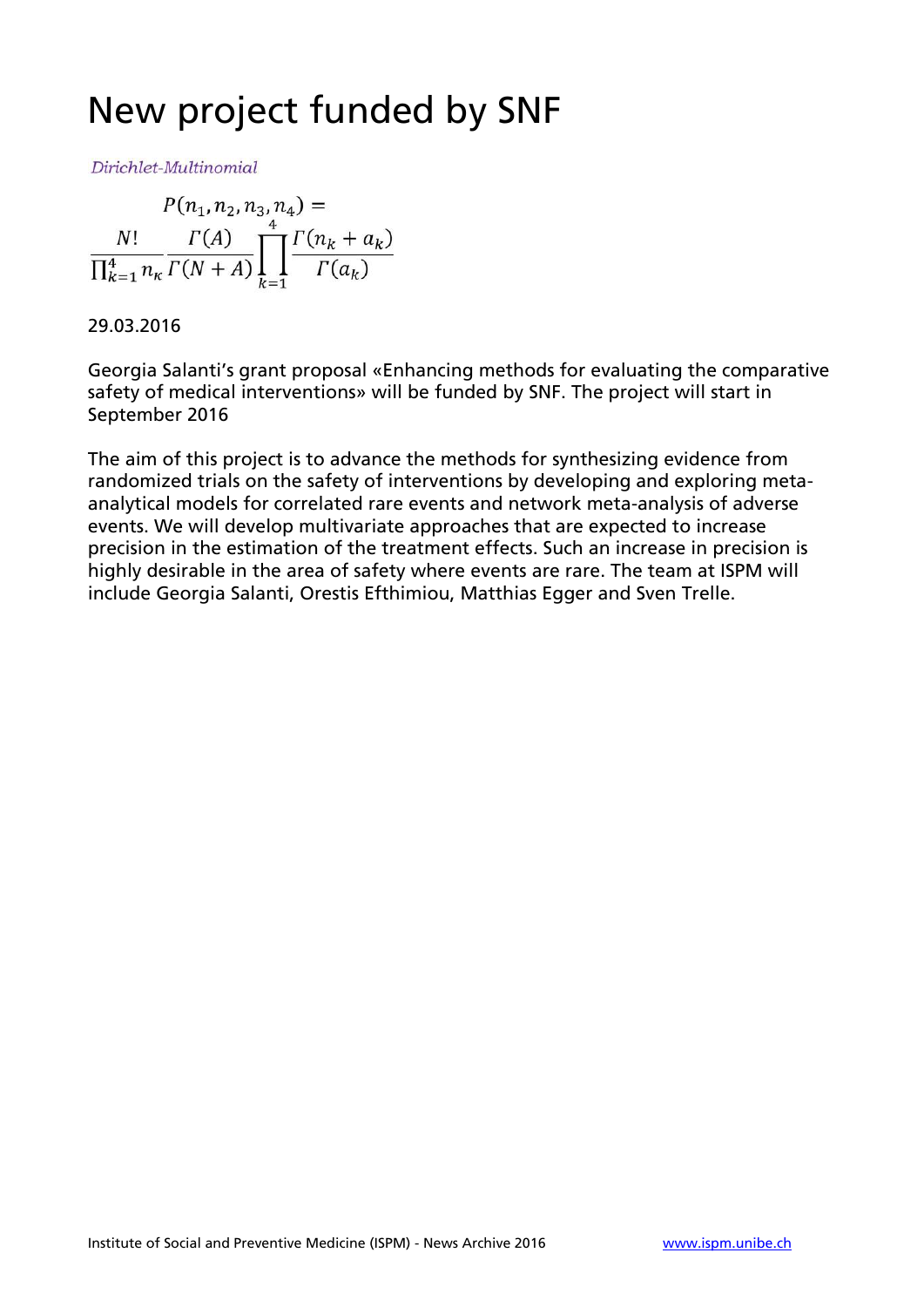# New project funded by SNF

*Dirichlet-Multinomial*

$$P(n_1, n_2, n_3, n_4) = \frac{N!}{\prod_{\kappa=1}^{4} n_\kappa} \frac{\Gamma(A)}{\Gamma(N+A)} \prod_{k=1}^{4} \frac{\Gamma(n_k + a_k)}{\Gamma(a_k)}$$

29.03.2016

Georgia Salanti's grant proposal «Enhancing methods for evaluating the comparative safety of medical interventions» will be funded by SNF. The project will start in September 2016

The aim of this project is to advance the methods for synthesizing evidence from randomized trials on the safety of interventions by developing and exploring meta-analytical models for correlated rare events and network meta-analysis of adverse events. We will develop multivariate approaches that are expected to increase precision in the estimation of the treatment effects. Such an increase in precision is highly desirable in the area of safety where events are rare. The team at ISPM will include Georgia Salanti, Orestis Efthimiou, Matthias Egger and Sven Trelle.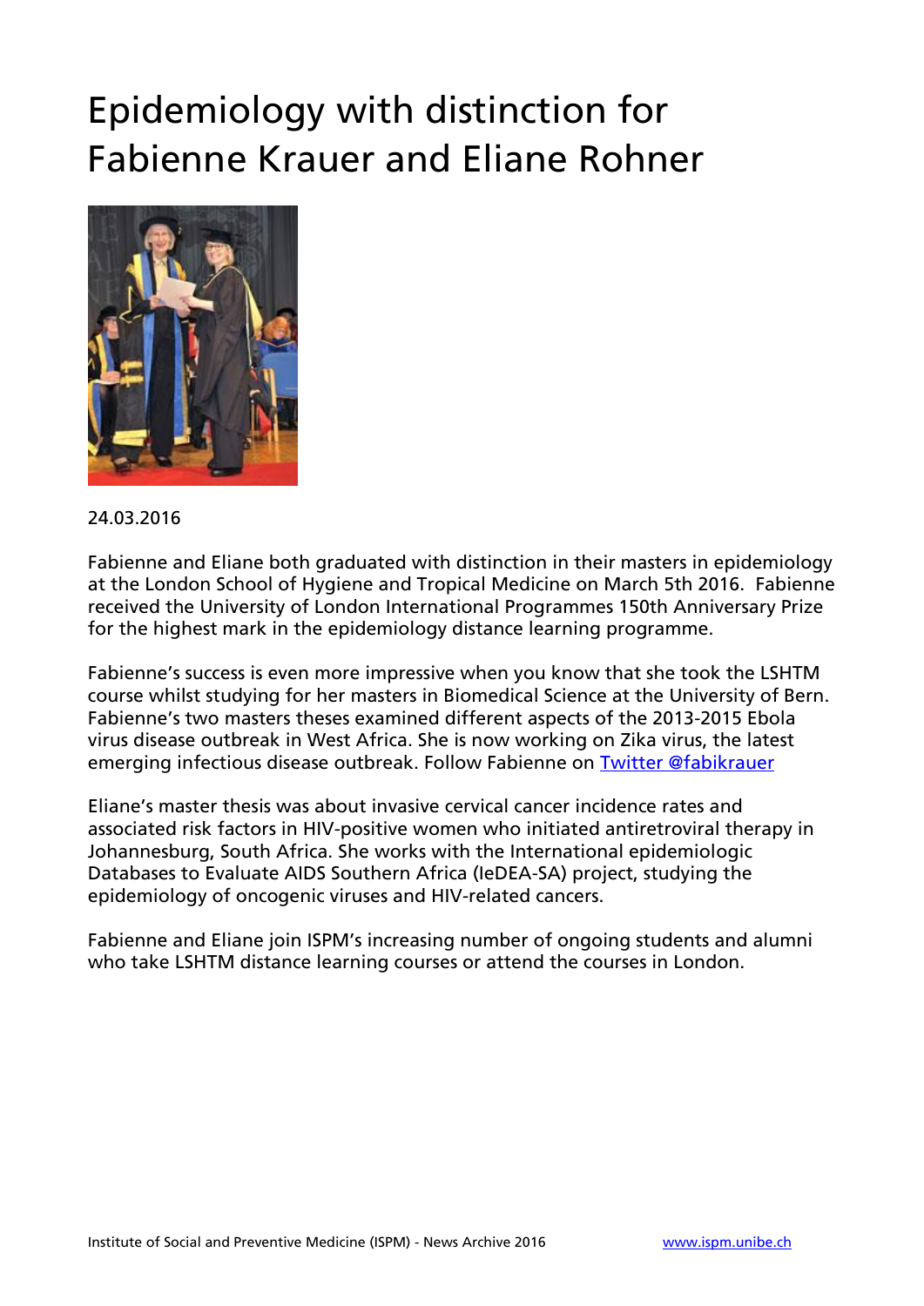# Epidemiology with distinction for Fabienne Krauer and Eliane Rohner

24.03.2016

Fabienne and Eliane both graduated with distinction in their masters in epidemiology at the London School of Hygiene and Tropical Medicine on March 5th 2016. Fabienne received the University of London International Programmes 150th Anniversary Prize for the highest mark in the epidemiology distance learning programme.

Fabienne's success is even more impressive when you know that she took the LSHTM course whilst studying for her masters in Biomedical Science at the University of Bern. Fabienne's two masters theses examined different aspects of the 2013-2015 Ebola virus disease outbreak in West Africa. She is now working on Zika virus, the latest emerging infectious disease outbreak. Follow Fabienne on [Twitter @fabikrauer]

Eliane's master thesis was about invasive cervical cancer incidence rates and associated risk factors in HIV-positive women who initiated antiretroviral therapy in Johannesburg, South Africa. She works with the International epidemiologic Databases to Evaluate AIDS Southern Africa (IeDEA-SA) project, studying the epidemiology of oncogenic viruses and HIV-related cancers.

Fabienne and Eliane join ISPM's increasing number of ongoing students and alumni who take LSHTM distance learning courses or attend the courses in London.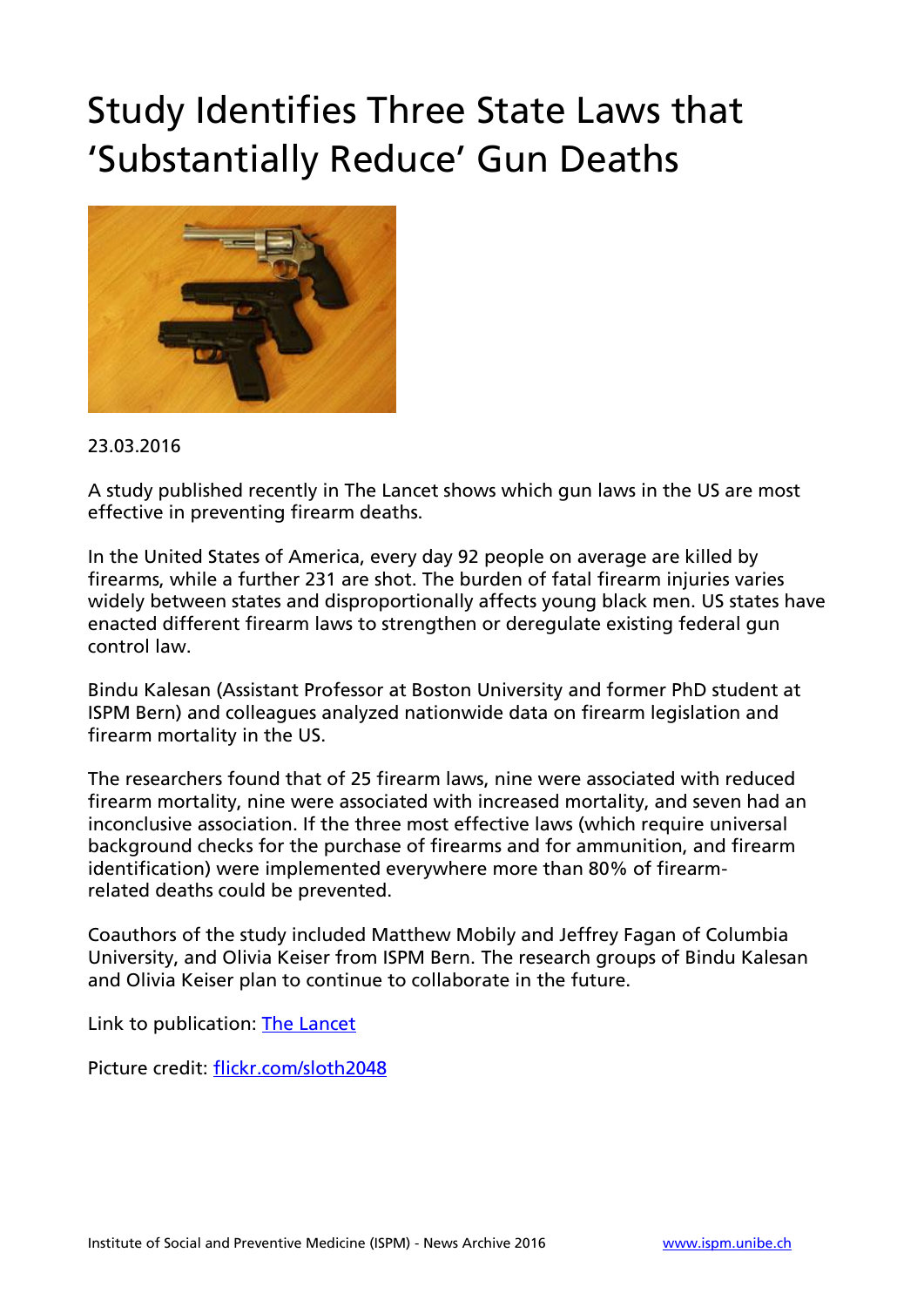# Study Identifies Three State Laws that 'Substantially Reduce' Gun Deaths

23.03.2016

A study published recently in The Lancet shows which gun laws in the US are most effective in preventing firearm deaths.

In the United States of America, every day 92 people on average are killed by firearms, while a further 231 are shot. The burden of fatal firearm injuries varies widely between states and disproportionally affects young black men. US states have enacted different firearm laws to strengthen or deregulate existing federal gun control law.

Bindu Kalesan (Assistant Professor at Boston University and former PhD student at ISPM Bern) and colleagues analyzed nationwide data on firearm legislation and firearm mortality in the US.

The researchers found that of 25 firearm laws, nine were associated with reduced firearm mortality, nine were associated with increased mortality, and seven had an inconclusive association. If the three most effective laws (which require universal background checks for the purchase of firearms and for ammunition, and firearm identification) were implemented everywhere more than 80% of firearm-related deaths could be prevented.

Coauthors of the study included Matthew Mobily and Jeffrey Fagan of Columbia University, and Olivia Keiser from ISPM Bern. The research groups of Bindu Kalesan and Olivia Keiser plan to continue to collaborate in the future.

Link to publication: [The Lancet]

Picture credit: [flickr.com/sloth2048]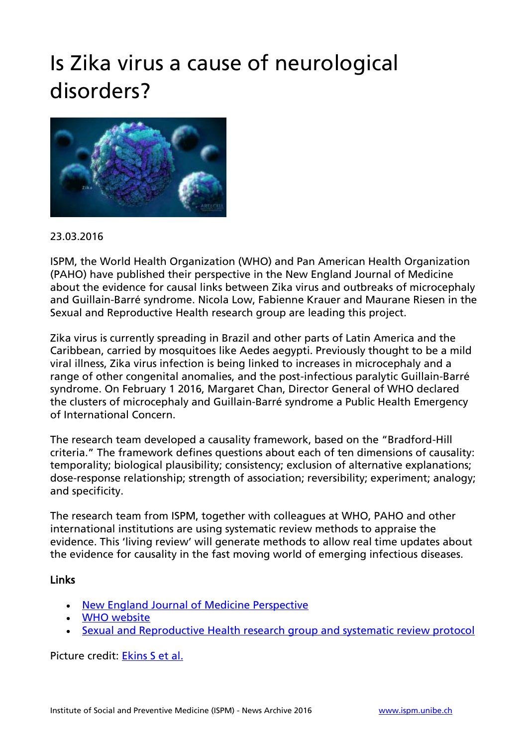# Is Zika virus a cause of neurological disorders?

23.03.2016

ISPM, the World Health Organization (WHO) and Pan American Health Organization (PAHO) have published their perspective in the New England Journal of Medicine about the evidence for causal links between Zika virus and outbreaks of microcephaly and Guillain-Barré syndrome. Nicola Low, Fabienne Krauer and Maurane Riesen in the Sexual and Reproductive Health research group are leading this project.

Zika virus is currently spreading in Brazil and other parts of Latin America and the Caribbean, carried by mosquitoes like Aedes aegypti. Previously thought to be a mild viral illness, Zika virus infection is being linked to increases in microcephaly and a range of other congenital anomalies, and the post-infectious paralytic Guillain-Barré syndrome. On February 1 2016, Margaret Chan, Director General of WHO declared the clusters of microcephaly and Guillain-Barré syndrome a Public Health Emergency of International Concern.

The research team developed a causality framework, based on the "Bradford-Hill criteria." The framework defines questions about each of ten dimensions of causality: temporality; biological plausibility; consistency; exclusion of alternative explanations; dose-response relationship; strength of association; reversibility; experiment; analogy; and specificity.

The research team from ISPM, together with colleagues at WHO, PAHO and other international institutions are using systematic review methods to appraise the evidence. This 'living review' will generate methods to allow real time updates about the evidence for causality in the fast moving world of emerging infectious diseases.

### Links

- New England Journal of Medicine Perspective
- WHO website
- Sexual and Reproductive Health research group and systematic review protocol

Picture credit: Ekins S et al.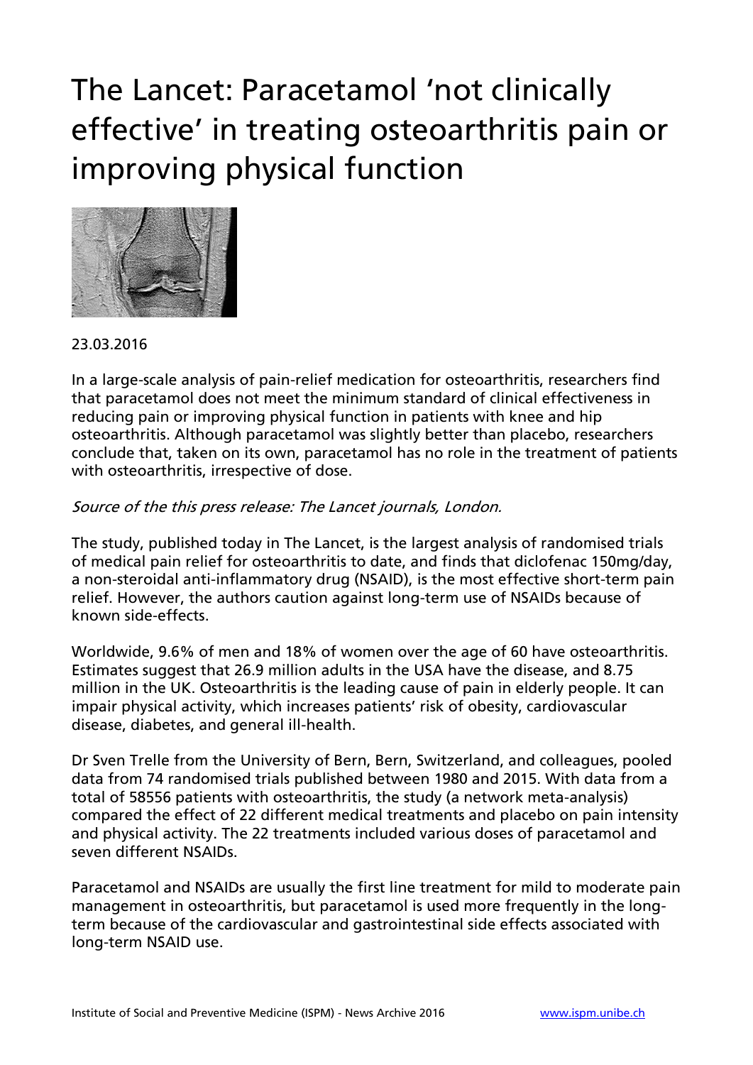# The Lancet: Paracetamol 'not clinically effective' in treating osteoarthritis pain or improving physical function

23.03.2016

In a large-scale analysis of pain-relief medication for osteoarthritis, researchers find that paracetamol does not meet the minimum standard of clinical effectiveness in reducing pain or improving physical function in patients with knee and hip osteoarthritis. Although paracetamol was slightly better than placebo, researchers conclude that, taken on its own, paracetamol has no role in the treatment of patients with osteoarthritis, irrespective of dose.

*Source of the this press release: The Lancet journals, London.*

The study, published today in The Lancet, is the largest analysis of randomised trials of medical pain relief for osteoarthritis to date, and finds that diclofenac 150mg/day, a non-steroidal anti-inflammatory drug (NSAID), is the most effective short-term pain relief. However, the authors caution against long-term use of NSAIDs because of known side-effects.

Worldwide, 9.6% of men and 18% of women over the age of 60 have osteoarthritis. Estimates suggest that 26.9 million adults in the USA have the disease, and 8.75 million in the UK. Osteoarthritis is the leading cause of pain in elderly people. It can impair physical activity, which increases patients' risk of obesity, cardiovascular disease, diabetes, and general ill-health.

Dr Sven Trelle from the University of Bern, Bern, Switzerland, and colleagues, pooled data from 74 randomised trials published between 1980 and 2015. With data from a total of 58556 patients with osteoarthritis, the study (a network meta-analysis) compared the effect of 22 different medical treatments and placebo on pain intensity and physical activity. The 22 treatments included various doses of paracetamol and seven different NSAIDs.

Paracetamol and NSAIDs are usually the first line treatment for mild to moderate pain management in osteoarthritis, but paracetamol is used more frequently in the long-term because of the cardiovascular and gastrointestinal side effects associated with long-term NSAID use.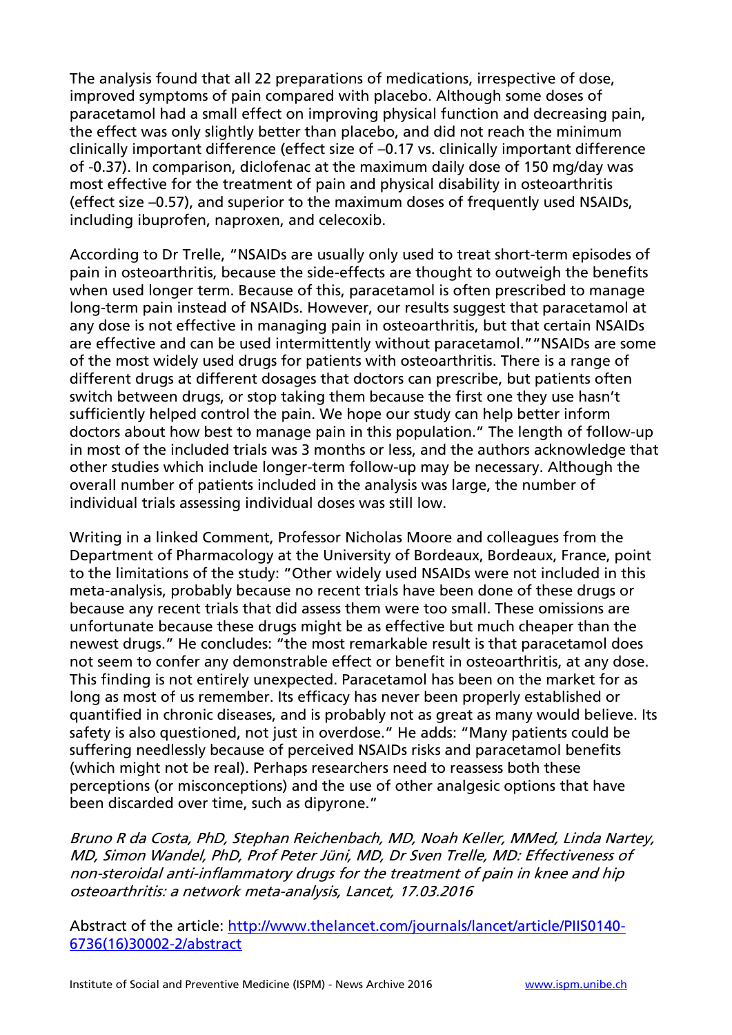The analysis found that all 22 preparations of medications, irrespective of dose, improved symptoms of pain compared with placebo. Although some doses of paracetamol had a small effect on improving physical function and decreasing pain, the effect was only slightly better than placebo, and did not reach the minimum clinically important difference (effect size of –0.17 vs. clinically important difference of -0.37). In comparison, diclofenac at the maximum daily dose of 150 mg/day was most effective for the treatment of pain and physical disability in osteoarthritis (effect size –0.57), and superior to the maximum doses of frequently used NSAIDs, including ibuprofen, naproxen, and celecoxib.

According to Dr Trelle, "NSAIDs are usually only used to treat short-term episodes of pain in osteoarthritis, because the side-effects are thought to outweigh the benefits when used longer term. Because of this, paracetamol is often prescribed to manage long-term pain instead of NSAIDs. However, our results suggest that paracetamol at any dose is not effective in managing pain in osteoarthritis, but that certain NSAIDs are effective and can be used intermittently without paracetamol." "NSAIDs are some of the most widely used drugs for patients with osteoarthritis. There is a range of different drugs at different dosages that doctors can prescribe, but patients often switch between drugs, or stop taking them because the first one they use hasn't sufficiently helped control the pain. We hope our study can help better inform doctors about how best to manage pain in this population." The length of follow-up in most of the included trials was 3 months or less, and the authors acknowledge that other studies which include longer-term follow-up may be necessary. Although the overall number of patients included in the analysis was large, the number of individual trials assessing individual doses was still low.

Writing in a linked Comment, Professor Nicholas Moore and colleagues from the Department of Pharmacology at the University of Bordeaux, Bordeaux, France, point to the limitations of the study: "Other widely used NSAIDs were not included in this meta-analysis, probably because no recent trials have been done of these drugs or because any recent trials that did assess them were too small. These omissions are unfortunate because these drugs might be as effective but much cheaper than the newest drugs." He concludes: "the most remarkable result is that paracetamol does not seem to confer any demonstrable effect or benefit in osteoarthritis, at any dose. This finding is not entirely unexpected. Paracetamol has been on the market for as long as most of us remember. Its efficacy has never been properly established or quantified in chronic diseases, and is probably not as great as many would believe. Its safety is also questioned, not just in overdose." He adds: "Many patients could be suffering needlessly because of perceived NSAIDs risks and paracetamol benefits (which might not be real). Perhaps researchers need to reassess both these perceptions (or misconceptions) and the use of other analgesic options that have been discarded over time, such as dipyrone."

*Bruno R da Costa, PhD, Stephan Reichenbach, MD, Noah Keller, MMed, Linda Nartey, MD, Simon Wandel, PhD, Prof Peter Jüni, MD, Dr Sven Trelle, MD: Effectiveness of non-steroidal anti-inflammatory drugs for the treatment of pain in knee and hip osteoarthritis: a network meta-analysis, Lancet, 17.03.2016*

Abstract of the article: [http://www.thelancet.com/journals/lancet/article/PIIS0140-6736(16)30002-2/abstract](http://www.thelancet.com/journals/lancet/article/PIIS0140-6736(16)30002-2/abstract)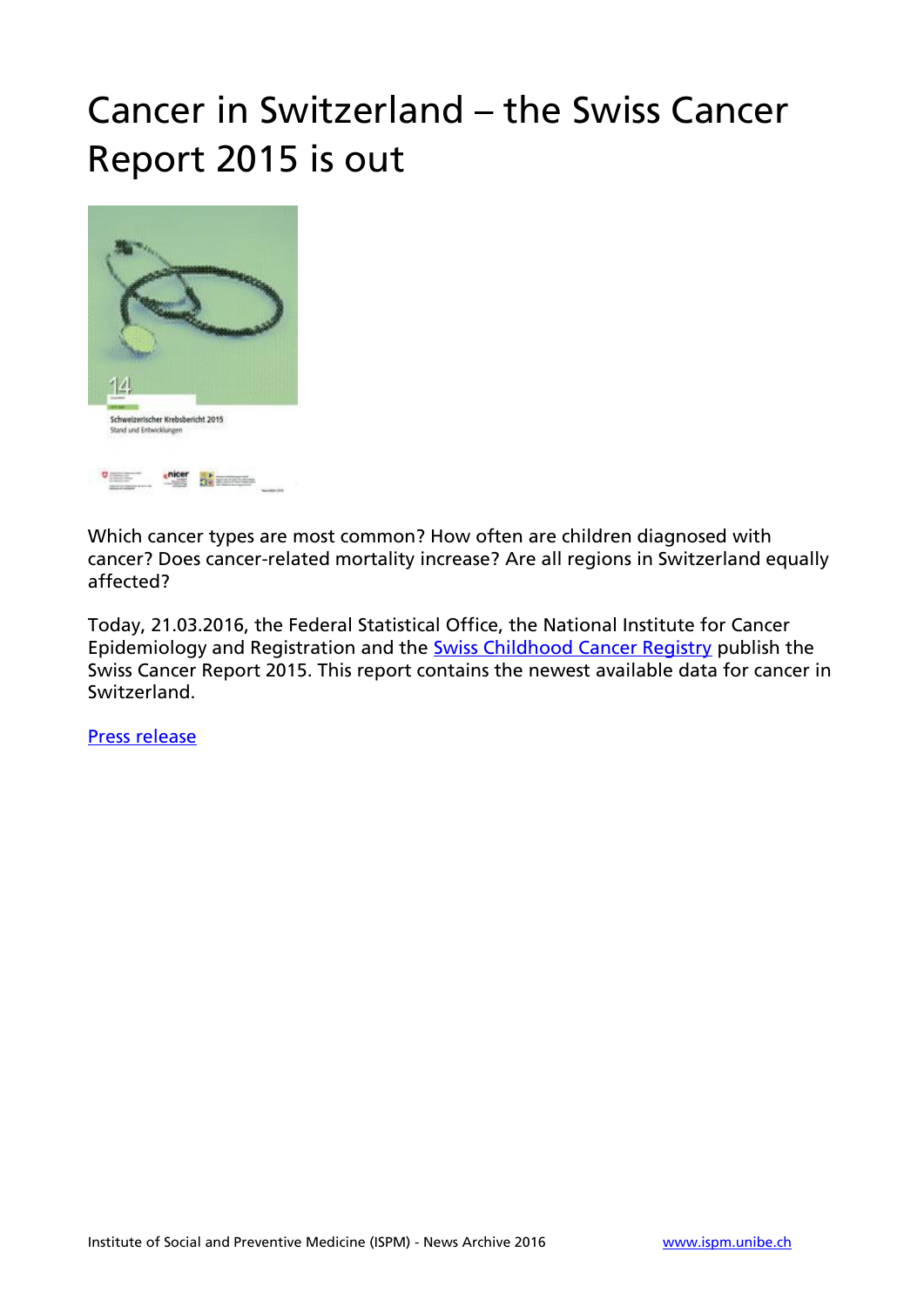# Cancer in Switzerland – the Swiss Cancer Report 2015 is out

Which cancer types are most common? How often are children diagnosed with cancer? Does cancer-related mortality increase? Are all regions in Switzerland equally affected?

Today, 21.03.2016, the Federal Statistical Office, the National Institute for Cancer Epidemiology and Registration and the Swiss Childhood Cancer Registry publish the Swiss Cancer Report 2015. This report contains the newest available data for cancer in Switzerland.

Press release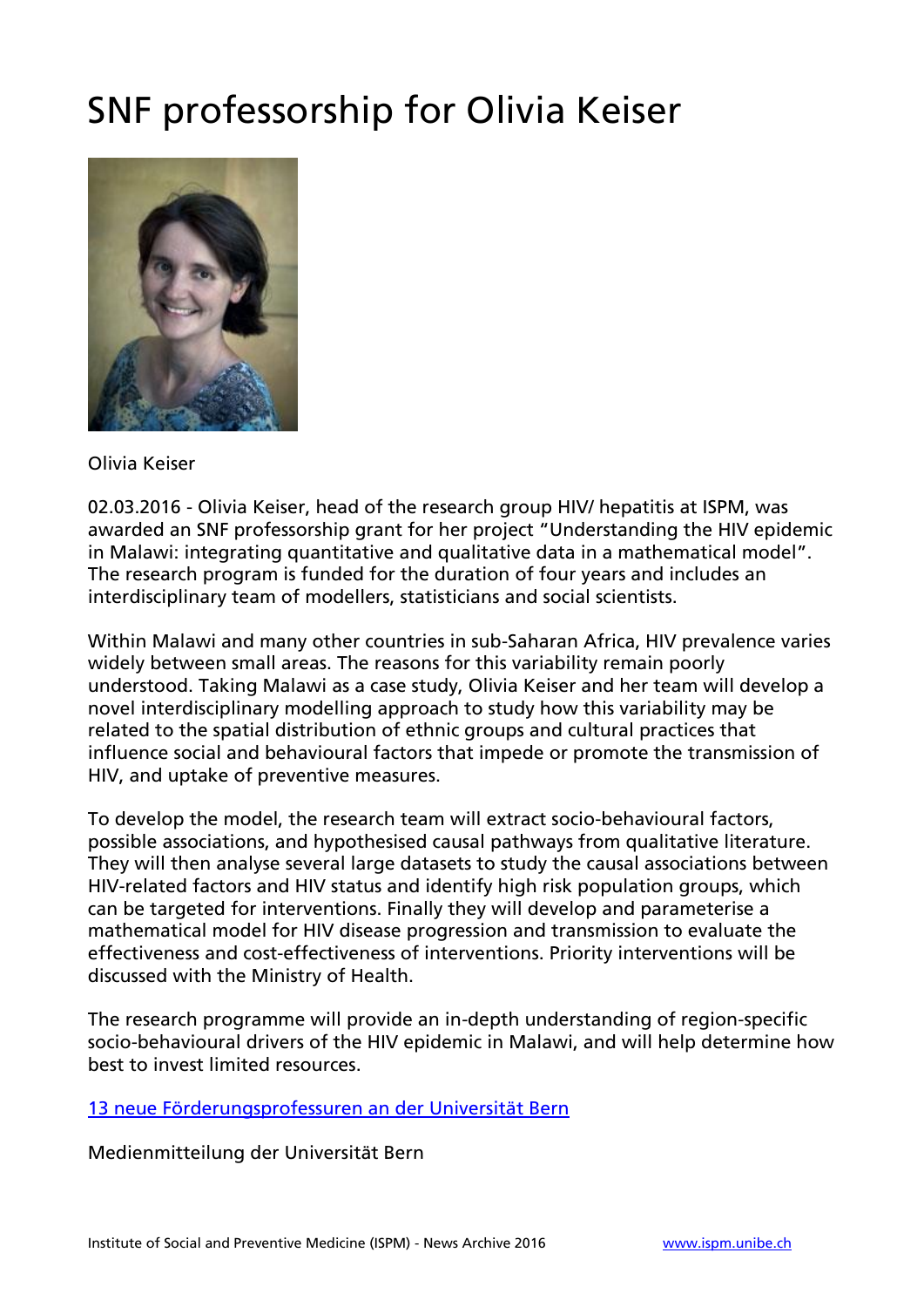# SNF professorship for Olivia Keiser

Olivia Keiser

02.03.2016 - Olivia Keiser, head of the research group HIV/ hepatitis at ISPM, was awarded an SNF professorship grant for her project “Understanding the HIV epidemic in Malawi: integrating quantitative and qualitative data in a mathematical model”. The research program is funded for the duration of four years and includes an interdisciplinary team of modellers, statisticians and social scientists.

Within Malawi and many other countries in sub-Saharan Africa, HIV prevalence varies widely between small areas. The reasons for this variability remain poorly understood. Taking Malawi as a case study, Olivia Keiser and her team will develop a novel interdisciplinary modelling approach to study how this variability may be related to the spatial distribution of ethnic groups and cultural practices that influence social and behavioural factors that impede or promote the transmission of HIV, and uptake of preventive measures.

To develop the model, the research team will extract socio-behavioural factors, possible associations, and hypothesised causal pathways from qualitative literature. They will then analyse several large datasets to study the causal associations between HIV-related factors and HIV status and identify high risk population groups, which can be targeted for interventions. Finally they will develop and parameterise a mathematical model for HIV disease progression and transmission to evaluate the effectiveness and cost-effectiveness of interventions. Priority interventions will be discussed with the Ministry of Health.

The research programme will provide an in-depth understanding of region-specific socio-behavioural drivers of the HIV epidemic in Malawi, and will help determine how best to invest limited resources.

13 neue Förderungsprofessuren an der Universität Bern

Medienmitteilung der Universität Bern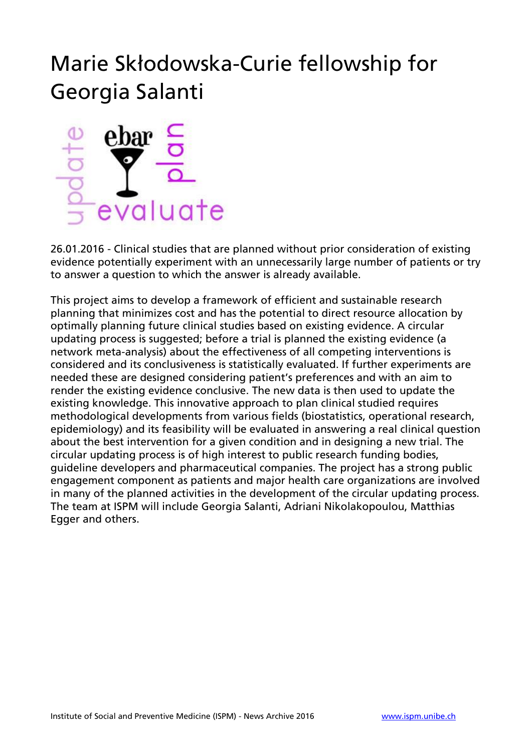# Marie Skłodowska-Curie fellowship for Georgia Salanti

26.01.2016 - Clinical studies that are planned without prior consideration of existing evidence potentially experiment with an unnecessarily large number of patients or try to answer a question to which the answer is already available.

This project aims to develop a framework of efficient and sustainable research planning that minimizes cost and has the potential to direct resource allocation by optimally planning future clinical studies based on existing evidence. A circular updating process is suggested; before a trial is planned the existing evidence (a network meta-analysis) about the effectiveness of all competing interventions is considered and its conclusiveness is statistically evaluated. If further experiments are needed these are designed considering patient's preferences and with an aim to render the existing evidence conclusive. The new data is then used to update the existing knowledge. This innovative approach to plan clinical studied requires methodological developments from various fields (biostatistics, operational research, epidemiology) and its feasibility will be evaluated in answering a real clinical question about the best intervention for a given condition and in designing a new trial. The circular updating process is of high interest to public research funding bodies, guideline developers and pharmaceutical companies. The project has a strong public engagement component as patients and major health care organizations are involved in many of the planned activities in the development of the circular updating process. The team at ISPM will include Georgia Salanti, Adriani Nikolakopoulou, Matthias Egger and others.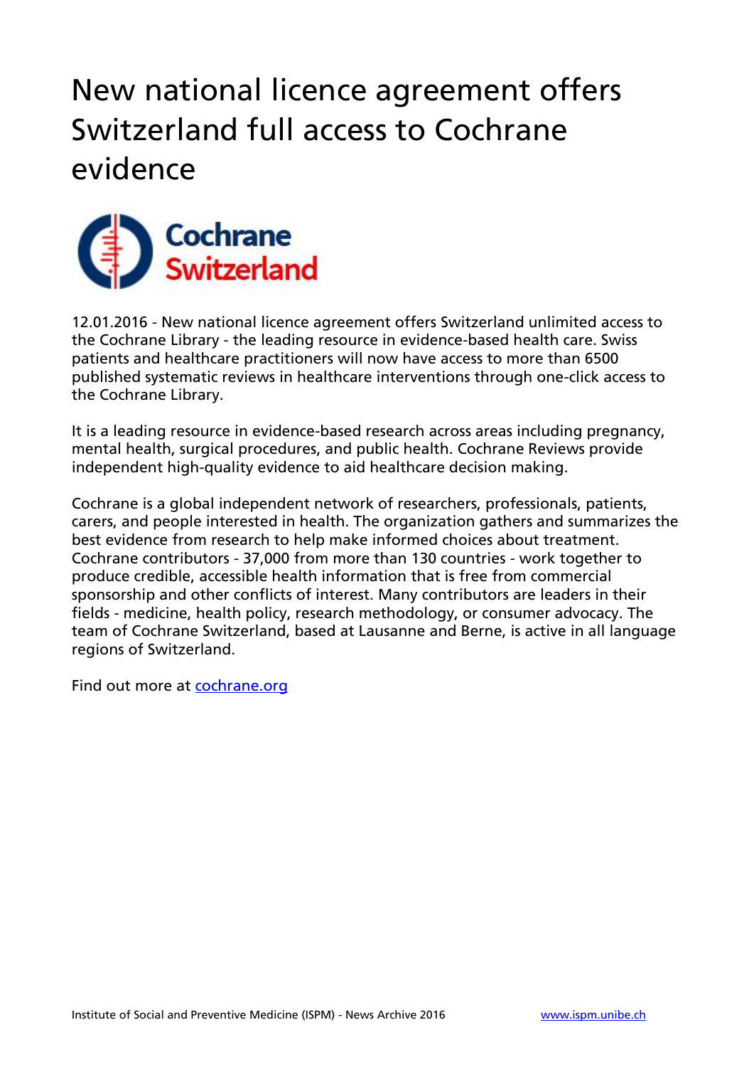# New national licence agreement offers Switzerland full access to Cochrane evidence

Cochrane
Switzerland

12.01.2016 - New national licence agreement offers Switzerland unlimited access to the Cochrane Library - the leading resource in evidence-based health care. Swiss patients and healthcare practitioners will now have access to more than 6500 published systematic reviews in healthcare interventions through one-click access to the Cochrane Library.

It is a leading resource in evidence-based research across areas including pregnancy, mental health, surgical procedures, and public health. Cochrane Reviews provide independent high-quality evidence to aid healthcare decision making.

Cochrane is a global independent network of researchers, professionals, patients, carers, and people interested in health. The organization gathers and summarizes the best evidence from research to help make informed choices about treatment. Cochrane contributors - 37,000 from more than 130 countries - work together to produce credible, accessible health information that is free from commercial sponsorship and other conflicts of interest. Many contributors are leaders in their fields - medicine, health policy, research methodology, or consumer advocacy. The team of Cochrane Switzerland, based at Lausanne and Berne, is active in all language regions of Switzerland.

Find out more at [cochrane.org](http://cochrane.org)